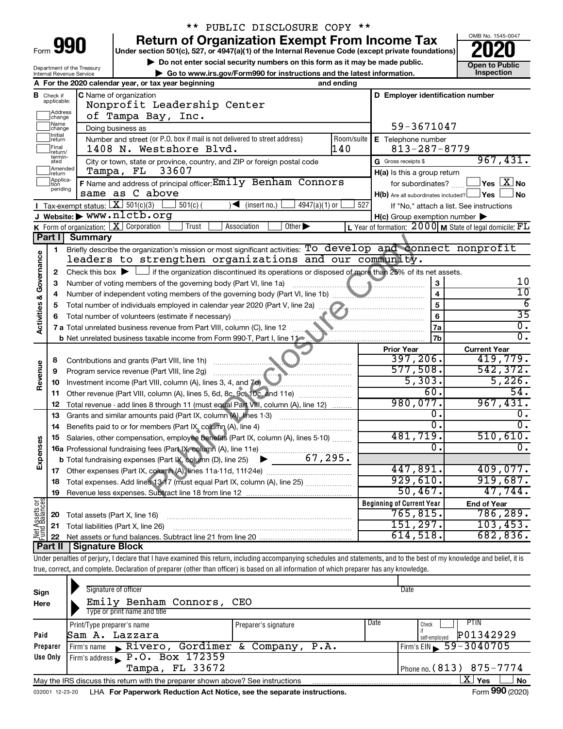** PUBLIC DISCLOSURE COPY **

# Form 990 — Return of Organization Exempt From Income Tax — 2020

Under section 501(c), 527, or 4947(a)(1) of the Internal Revenue Code (except private foundations)

▶ Do not enter social security numbers on this form as it may be made public.

▶ Go to www.irs.gov/Form990 for instructions and the latest information.

Department of the Treasury, Internal Revenue Service

OMB No. 1545-0047 — Open to Public Inspection

**A** For the 2020 calendar year, or tax year beginning and ending

**B** Check if applicable: Address change, Name change, Initial return, Final return/terminated, Amended return, Application pending

**C** Name of organization: Nonprofit Leadership Center of Tampa Bay, Inc.

Doing business as

Number and street (or P.O. box if mail is not delivered to street address): 1408 N. Westshore Blvd. — Room/suite: 140

City or town, state or province, country, and ZIP or foreign postal code: Tampa, FL 33607

**D** Employer identification number: 59-3671047

**E** Telephone number: 813-287-8779

**G** Gross receipts $ 967,431.

**F** Name and address of principal officer: Emily Benham Connors, same as C above

**H(a)** Is this a group return for subordinates? Yes [ ] No [X]

**H(b)** Are all subordinates included? Yes [ ] No [ ] — If "No," attach a list. See instructions

**H(c)** Group exemption number ▶

**I** Tax-exempt status: [X] 501(c)(3) [ ] 501(c) ( ) ◀ (insert no.) [ ] 4947(a)(1) or [ ] 527

**J** Website: ▶ www.nlctb.org

**K** Form of organization: [X] Corporation [ ] Trust [ ] Association [ ] Other ▶

**L** Year of formation: 2000 **M** State of legal domicile: FL

## Part I Summary

**Activities & Governance**

1 Briefly describe the organization's mission or most significant activities: To develop and connect nonprofit leaders to strengthen organizations and our community.

2 Check this box ▶ [ ] if the organization discontinued its operations or disposed of more than 25% of its net assets.

| | | Line | Value |
|---|---|---|---|
| 3 | Number of voting members of the governing body (Part VI, line 1a) | 3 | 10 |
| 4 | Number of independent voting members of the governing body (Part VI, line 1b) | 4 | 10 |
| 5 | Total number of individuals employed in calendar year 2020 (Part V, line 2a) | 5 | 6 |
| 6 | Total number of volunteers (estimate if necessary) | 6 | 35 |
| 7a | Total unrelated business revenue from Part VIII, column (C), line 12 | 7a | 0. |
| b | Net unrelated business taxable income from Form 990-T, Part I, line 11 | 7b | 0. |

| | | | Prior Year | Current Year |
|---|---|---|---|---|
| **Revenue** | 8 | Contributions and grants (Part VIII, line 1h) | 397,206. | 419,779. |
| | 9 | Program service revenue (Part VIII, line 2g) | 577,508. | 542,372. |
| | 10 | Investment income (Part VIII, column (A), lines 3, 4, and 7d) | 5,303. | 5,226. |
| | 11 | Other revenue (Part VIII, column (A), lines 5, 6d, 8c, 9c, 10c, and 11e) | 60. | 54. |
| | 12 | Total revenue - add lines 8 through 11 (must equal Part VIII, column (A), line 12) | 980,077. | 967,431. |
| **Expenses** | 13 | Grants and similar amounts paid (Part IX, column (A), lines 1-3) | 0. | 0. |
| | 14 | Benefits paid to or for members (Part IX, column (A), line 4) | 0. | 0. |
| | 15 | Salaries, other compensation, employee benefits (Part IX, column (A), lines 5-10) | 481,719. | 510,610. |
| | 16a | Professional fundraising fees (Part IX, column (A), line 11e) | 0. | 0. |
| | b | Total fundraising expenses (Part IX, column (D), line 25) ▶ 67,295. | | |
| | 17 | Other expenses (Part IX, column (A), lines 11a-11d, 11f-24e) | 447,891. | 409,077. |
| | 18 | Total expenses. Add lines 13-17 (must equal Part IX, column (A), line 25) | 929,610. | 919,687. |
| | 19 | Revenue less expenses. Subtract line 18 from line 12 | 50,467. | 47,744. |

| | | | Beginning of Current Year | End of Year |
|---|---|---|---|---|
| **Net Assets or Fund Balances** | 20 | Total assets (Part X, line 16) | 765,815. | 786,289. |
| | 21 | Total liabilities (Part X, line 26) | 151,297. | 103,453. |
| | 22 | Net assets or fund balances. Subtract line 21 from line 20 | 614,518. | 682,836. |

## Part II Signature Block

Under penalties of perjury, I declare that I have examined this return, including accompanying schedules and statements, and to the best of my knowledge and belief, it is true, correct, and complete. Declaration of preparer (other than officer) is based on all information of which preparer has any knowledge.

**Sign Here**

Signature of officer — Date

Emily Benham Connors, CEO
Type or print name and title

**Paid Preparer Use Only**

| Print/Type preparer's name | Preparer's signature | Date | Check if self-employed | PTIN |
|---|---|---|---|---|
| Sam A. Lazzara | | | [ ] | P01342929 |

Firm's name ▶ Rivero, Gordimer & Company, P.A. — Firm's EIN ▶ 59-3040705

Firm's address ▶ P.O. Box 172359, Tampa, FL 33672 — Phone no. (813) 875-7774

May the IRS discuss this return with the preparer shown above? See instructions [X] Yes [ ] No

032001 12-23-20 LHA For Paperwork Reduction Act Notice, see the separate instructions. Form 990 (2020)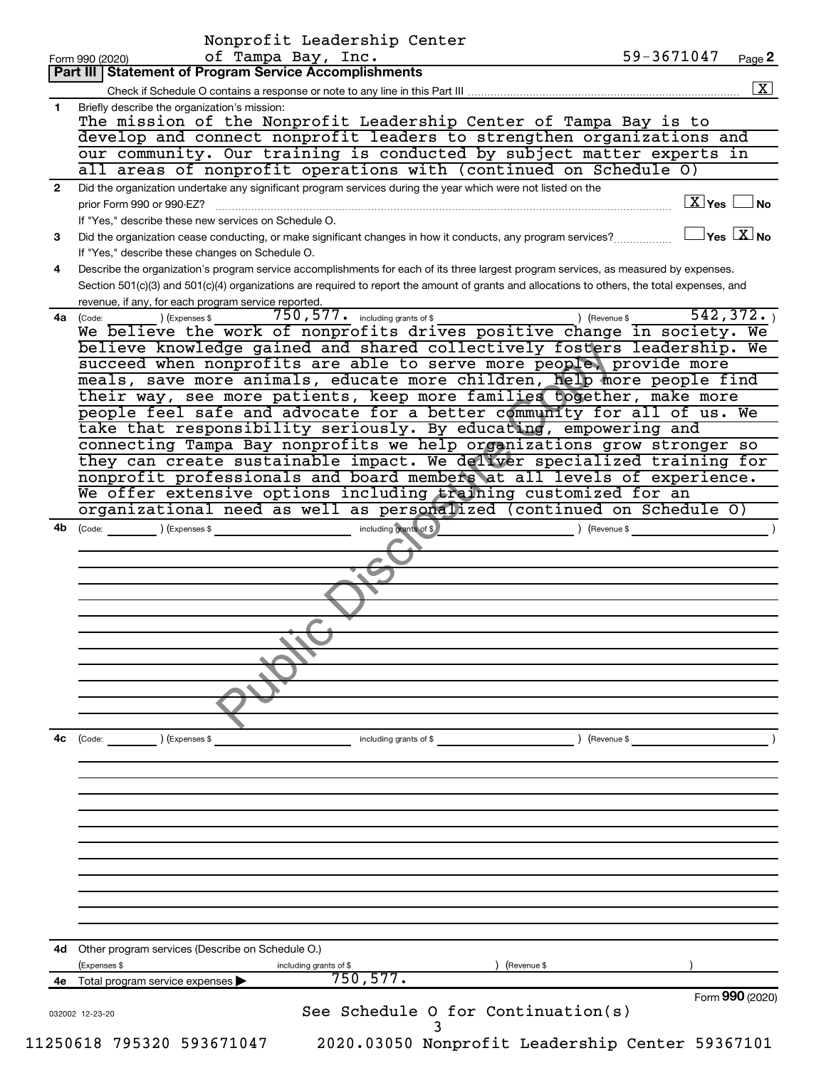Nonprofit Leadership Center of Tampa Bay, Inc.    59-3671047

Form 990 (2020)

## Part III | Statement of Program Service Accomplishments

Check if Schedule O contains a response or note to any line in this Part III .......... [X]

**1** Briefly describe the organization's mission:

The mission of the Nonprofit Leadership Center of Tampa Bay is to develop and connect nonprofit leaders to strengthen organizations and our community. Our training is conducted by subject matter experts in all areas of nonprofit operations with (continued on Schedule O)

**2** Did the organization undertake any significant program services during the year which were not listed on the prior Form 990 or 990-EZ? ....... [X] Yes [ ] No

If "Yes," describe these new services on Schedule O.

**3** Did the organization cease conducting, or make significant changes in how it conducts, any program services? ....... [ ] Yes [X] No

If "Yes," describe these changes on Schedule O.

**4** Describe the organization's program service accomplishments for each of its three largest program services, as measured by expenses. Section 501(c)(3) and 501(c)(4) organizations are required to report the amount of grants and allocations to others, the total expenses, and revenue, if any, for each program service reported.

**4a** (Code: ) (Expenses $ 750,577. including grants of $ ) (Revenue $ 542,372. )

We believe the work of nonprofits drives positive change in society. We believe knowledge gained and shared collectively fosters leadership. We succeed when nonprofits are able to serve more people, provide more meals, save more animals, educate more children, help more people find their way, see more patients, keep more families together, make more people feel safe and advocate for a better community for all of us. We take that responsibility seriously. By educating, empowering and connecting Tampa Bay nonprofits we help organizations grow stronger so they can create sustainable impact. We deliver specialized training for nonprofit professionals and board members at all levels of experience. We offer extensive options including training customized for an organizational need as well as personalized (continued on Schedule O)

**4b** (Code: ) (Expenses $ including grants of $ ) (Revenue $ )

**4c** (Code: ) (Expenses $ including grants of $ ) (Revenue $ )

**4d** Other program services (Describe on Schedule O.)

(Expenses $ including grants of $ ) (Revenue $ )

**4e** Total program service expenses ▶ 750,577.

Form **990** (2020)

See Schedule O for Continuation(s)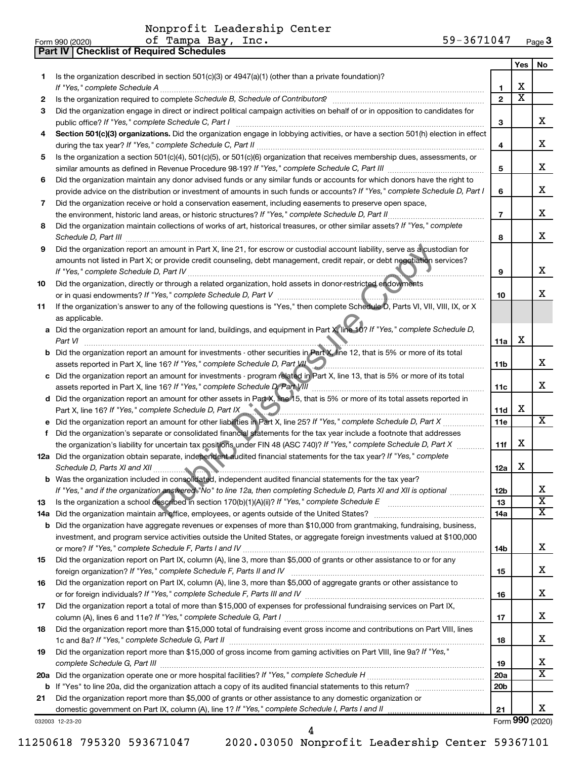Nonprofit Leadership Center of Tampa Bay, Inc. 59-3671047

Form 990 (2020) Page **3**

## Part IV | Checklist of Required Schedules

| | | | Yes | No |
|---|---|---|---|---|
| **1** | Is the organization described in section 501(c)(3) or 4947(a)(1) (other than a private foundation)? *If "Yes," complete Schedule A* | **1** | X | |
| **2** | Is the organization required to complete *Schedule B, Schedule of Contributors*? | **2** | X | |
| **3** | Did the organization engage in direct or indirect political campaign activities on behalf of or in opposition to candidates for public office? *If "Yes," complete Schedule C, Part I* | **3** | | X |
| **4** | **Section 501(c)(3) organizations.** Did the organization engage in lobbying activities, or have a section 501(h) election in effect during the tax year? *If "Yes," complete Schedule C, Part II* | **4** | | X |
| **5** | Is the organization a section 501(c)(4), 501(c)(5), or 501(c)(6) organization that receives membership dues, assessments, or similar amounts as defined in Revenue Procedure 98-19? *If "Yes," complete Schedule C, Part III* | **5** | | X |
| **6** | Did the organization maintain any donor advised funds or any similar funds or accounts for which donors have the right to provide advice on the distribution or investment of amounts in such funds or accounts? *If "Yes," complete Schedule D, Part I* | **6** | | X |
| **7** | Did the organization receive or hold a conservation easement, including easements to preserve open space, the environment, historic land areas, or historic structures? *If "Yes," complete Schedule D, Part II* | **7** | | X |
| **8** | Did the organization maintain collections of works of art, historical treasures, or other similar assets? *If "Yes," complete Schedule D, Part III* | **8** | | X |
| **9** | Did the organization report an amount in Part X, line 21, for escrow or custodial account liability, serve as a custodian for amounts not listed in Part X; or provide credit counseling, debt management, credit repair, or debt negotiation services? *If "Yes," complete Schedule D, Part IV* | **9** | | X |
| **10** | Did the organization, directly or through a related organization, hold assets in donor-restricted endowments or in quasi endowments? *If "Yes," complete Schedule D, Part V* | **10** | | X |
| **11** | If the organization's answer to any of the following questions is "Yes," then complete Schedule D, Parts VI, VII, VIII, IX, or X as applicable. | | | |
| **a** | Did the organization report an amount for land, buildings, and equipment in Part X, line 10? *If "Yes," complete Schedule D, Part VI* | **11a** | X | |
| **b** | Did the organization report an amount for investments - other securities in Part X, line 12, that is 5% or more of its total assets reported in Part X, line 16? *If "Yes," complete Schedule D, Part VII* | **11b** | | X |
| **c** | Did the organization report an amount for investments - program related in Part X, line 13, that is 5% or more of its total assets reported in Part X, line 16? *If "Yes," complete Schedule D, Part VIII* | **11c** | | X |
| **d** | Did the organization report an amount for other assets in Part X, line 15, that is 5% or more of its total assets reported in Part X, line 16? *If "Yes," complete Schedule D, Part IX* | **11d** | X | |
| **e** | Did the organization report an amount for other liabilities in Part X, line 25? *If "Yes," complete Schedule D, Part X* | **11e** | | X |
| **f** | Did the organization's separate or consolidated financial statements for the tax year include a footnote that addresses the organization's liability for uncertain tax positions under FIN 48 (ASC 740)? *If "Yes," complete Schedule D, Part X* | **11f** | X | |
| **12a** | Did the organization obtain separate, independent audited financial statements for the tax year? *If "Yes," complete Schedule D, Parts XI and XII* | **12a** | X | |
| **b** | Was the organization included in consolidated, independent audited financial statements for the tax year? *If "Yes," and if the organization answered "No" to line 12a, then completing Schedule D, Parts XI and XII is optional* | **12b** | | X |
| **13** | Is the organization a school described in section 170(b)(1)(A)(ii)? *If "Yes," complete Schedule E* | **13** | | X |
| **14a** | Did the organization maintain an office, employees, or agents outside of the United States? | **14a** | | X |
| **b** | Did the organization have aggregate revenues or expenses of more than $10,000 from grantmaking, fundraising, business, investment, and program service activities outside the United States, or aggregate foreign investments valued at $100,000 or more? *If "Yes," complete Schedule F, Parts I and IV* | **14b** | | X |
| **15** | Did the organization report on Part IX, column (A), line 3, more than $5,000 of grants or other assistance to or for any foreign organization? *If "Yes," complete Schedule F, Parts II and IV* | **15** | | X |
| **16** | Did the organization report on Part IX, column (A), line 3, more than $5,000 of aggregate grants or other assistance to or for foreign individuals? *If "Yes," complete Schedule F, Parts III and IV* | **16** | | X |
| **17** | Did the organization report a total of more than $15,000 of expenses for professional fundraising services on Part IX, column (A), lines 6 and 11e? *If "Yes," complete Schedule G, Part I* | **17** | | X |
| **18** | Did the organization report more than $15,000 total of fundraising event gross income and contributions on Part VIII, lines 1c and 8a? *If "Yes," complete Schedule G, Part II* | **18** | | X |
| **19** | Did the organization report more than $15,000 of gross income from gaming activities on Part VIII, line 9a? *If "Yes," complete Schedule G, Part III* | **19** | | X |
| **20a** | Did the organization operate one or more hospital facilities? *If "Yes," complete Schedule H* | **20a** | | X |
| **b** | If "Yes" to line 20a, did the organization attach a copy of its audited financial statements to this return? | **20b** | | |
| **21** | Did the organization report more than $5,000 of grants or other assistance to any domestic organization or domestic government on Part IX, column (A), line 1? *If "Yes," complete Schedule I, Parts I and II* | **21** | | X |

032003 12-23-20 Form **990** (2020)

11250618 795320 593671047 2020.03050 Nonprofit Leadership Center 59367101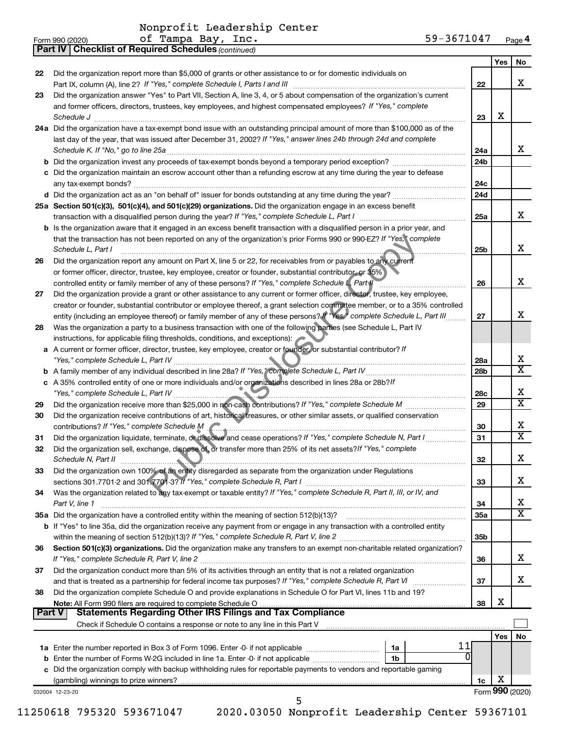Form 990 (2020) Nonprofit Leadership Center of Tampa Bay, Inc. 59-3671047 Page 4

**Part IV | Checklist of Required Schedules** *(continued)*

| | | | Yes | No |
|---|---|---|---|---|
| 22 | Did the organization report more than $5,000 of grants or other assistance to or for domestic individuals on Part IX, column (A), line 2? *If "Yes," complete Schedule I, Parts I and III* | 22 | | X |
| 23 | Did the organization answer "Yes" to Part VII, Section A, line 3, 4, or 5 about compensation of the organization's current and former officers, directors, trustees, key employees, and highest compensated employees? *If "Yes," complete Schedule J* | 23 | X | |
| 24a | Did the organization have a tax-exempt bond issue with an outstanding principal amount of more than $100,000 as of the last day of the year, that was issued after December 31, 2002? *If "Yes," answer lines 24b through 24d and complete Schedule K. If "No," go to line 25a* | 24a | | X |
| b | Did the organization invest any proceeds of tax-exempt bonds beyond a temporary period exception? | 24b | | |
| c | Did the organization maintain an escrow account other than a refunding escrow at any time during the year to defease any tax-exempt bonds? | 24c | | |
| d | Did the organization act as an "on behalf of" issuer for bonds outstanding at any time during the year? | 24d | | |
| 25a | **Section 501(c)(3), 501(c)(4), and 501(c)(29) organizations.** Did the organization engage in an excess benefit transaction with a disqualified person during the year? *If "Yes," complete Schedule L, Part I* | 25a | | X |
| b | Is the organization aware that it engaged in an excess benefit transaction with a disqualified person in a prior year, and that the transaction has not been reported on any of the organization's prior Forms 990 or 990-EZ? *If "Yes," complete Schedule L, Part I* | 25b | | X |
| 26 | Did the organization report any amount on Part X, line 5 or 22, for receivables from or payables to any current or former officer, director, trustee, key employee, creator or founder, substantial contributor, or 35% controlled entity or family member of any of these persons? *If "Yes," complete Schedule L, Part II* | 26 | | X |
| 27 | Did the organization provide a grant or other assistance to any current or former officer, director, trustee, key employee, creator or founder, substantial contributor or employee thereof, a grant selection committee member, or to a 35% controlled entity (including an employee thereof) or family member of any of these persons? *If "Yes," complete Schedule L, Part III* | 27 | | X |
| 28 | Was the organization a party to a business transaction with one of the following parties (see Schedule L, Part IV instructions, for applicable filing thresholds, conditions, and exceptions): | | | |
| a | A current or former officer, director, trustee, key employee, creator or founder, or substantial contributor? *If "Yes," complete Schedule L, Part IV* | 28a | | X |
| b | A family member of any individual described in line 28a? *If "Yes," complete Schedule L, Part IV* | 28b | | X |
| c | A 35% controlled entity of one or more individuals and/or organizations described in lines 28a or 28b? *If "Yes," complete Schedule L, Part IV* | 28c | | X |
| 29 | Did the organization receive more than $25,000 in non-cash contributions? *If "Yes," complete Schedule M* | 29 | | X |
| 30 | Did the organization receive contributions of art, historical treasures, or other similar assets, or qualified conservation contributions? *If "Yes," complete Schedule M* | 30 | | X |
| 31 | Did the organization liquidate, terminate, or dissolve and cease operations? *If "Yes," complete Schedule N, Part I* | 31 | | X |
| 32 | Did the organization sell, exchange, dispose of, or transfer more than 25% of its net assets? *If "Yes," complete Schedule N, Part II* | 32 | | X |
| 33 | Did the organization own 100% of an entity disregarded as separate from the organization under Regulations sections 301.7701-2 and 301.7701-3? *If "Yes," complete Schedule R, Part I* | 33 | | X |
| 34 | Was the organization related to any tax-exempt or taxable entity? *If "Yes," complete Schedule R, Part II, III, or IV, and Part V, line 1* | 34 | | X |
| 35a | Did the organization have a controlled entity within the meaning of section 512(b)(13)? | 35a | | X |
| b | If "Yes" to line 35a, did the organization receive any payment from or engage in any transaction with a controlled entity within the meaning of section 512(b)(13)? *If "Yes," complete Schedule R, Part V, line 2* | 35b | | |
| 36 | **Section 501(c)(3) organizations.** Did the organization make any transfers to an exempt non-charitable related organization? *If "Yes," complete Schedule R, Part V, line 2* | 36 | | X |
| 37 | Did the organization conduct more than 5% of its activities through an entity that is not a related organization and that is treated as a partnership for federal income tax purposes? *If "Yes," complete Schedule R, Part VI* | 37 | | X |
| 38 | Did the organization complete Schedule O and provide explanations in Schedule O for Part VI, lines 11b and 19? **Note:** All Form 990 filers are required to complete Schedule O | 38 | X | |

**Part V | Statements Regarding Other IRS Filings and Tax Compliance**

Check if Schedule O contains a response or note to any line in this Part V ☐

| | | | | | Yes | No |
|---|---|---|---|---|---|---|
| 1a | Enter the number reported in Box 3 of Form 1096. Enter -0- if not applicable | 1a | 11 | | | |
| b | Enter the number of Forms W-2G included in line 1a. Enter -0- if not applicable | 1b | 0 | | | |
| c | Did the organization comply with backup withholding rules for reportable payments to vendors and reportable gaming (gambling) winnings to prize winners? | | | 1c | X | |

032004 12-23-20 Form **990** (2020)

11250618 795320 593671047 2020.03050 Nonprofit Leadership Center 59367101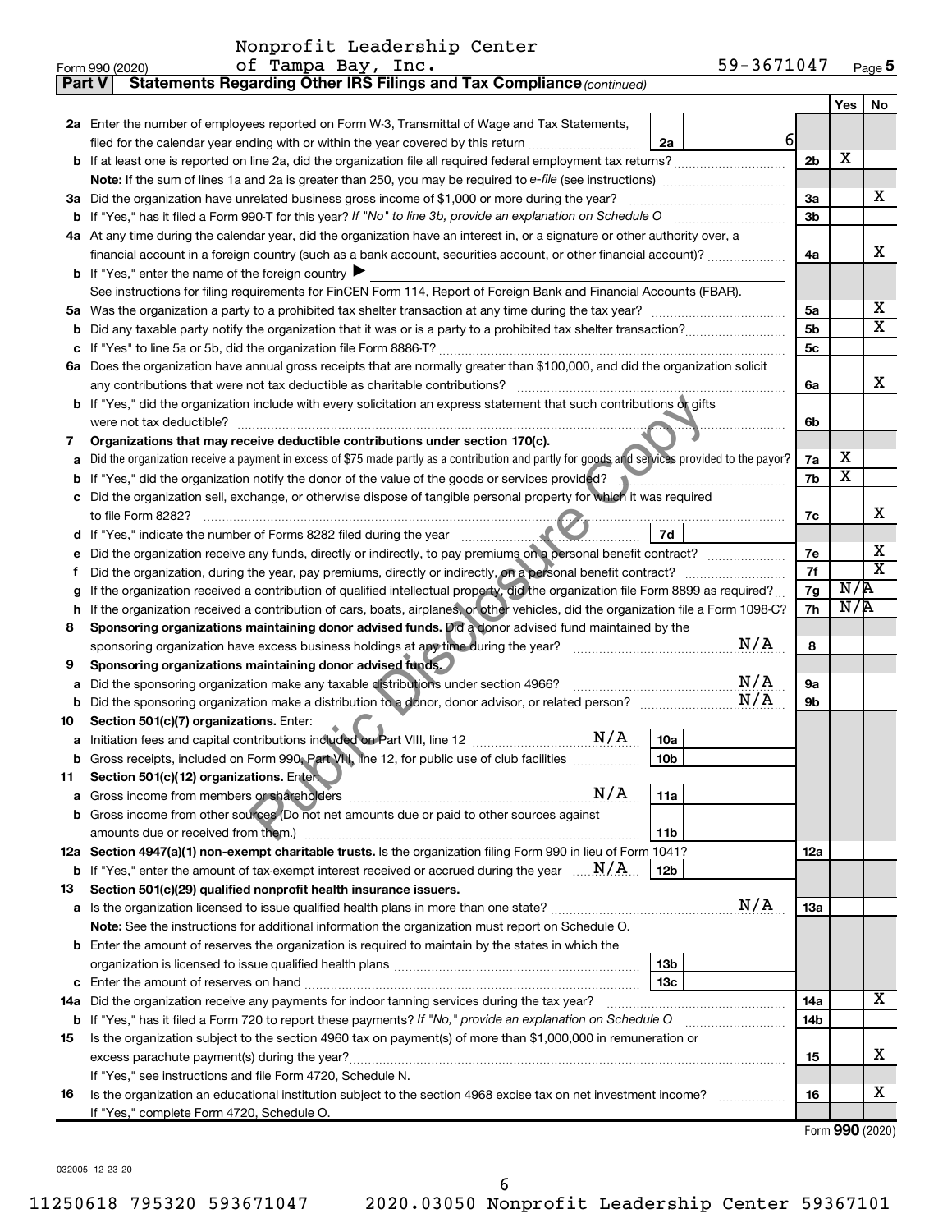Nonprofit Leadership Center of Tampa Bay, Inc. 59-3671047

Form 990 (2020) Page 5

## Part V Statements Regarding Other IRS Filings and Tax Compliance *(continued)*

| | | | | Yes | No |
|---|---|---|---|---|---|
| **2a** | Enter the number of employees reported on Form W-3, Transmittal of Wage and Tax Statements, filed for the calendar year ending with or within the year covered by this return | 2a | 6 | | |
| **b** | If at least one is reported on line 2a, did the organization file all required federal employment tax returns? | | 2b | X | |
| | **Note:** If the sum of lines 1a and 2a is greater than 250, you may be required to *e-file* (see instructions) | | | | |
| **3a** | Did the organization have unrelated business gross income of $1,000 or more during the year? | | 3a | | X |
| **b** | If "Yes," has it filed a Form 990-T for this year? *If "No" to line 3b, provide an explanation on Schedule O* | | 3b | | |
| **4a** | At any time during the calendar year, did the organization have an interest in, or a signature or other authority over, a financial account in a foreign country (such as a bank account, securities account, or other financial account)? | | 4a | | X |
| **b** | If "Yes," enter the name of the foreign country ▶ | | | | |
| | See instructions for filing requirements for FinCEN Form 114, Report of Foreign Bank and Financial Accounts (FBAR). | | | | |
| **5a** | Was the organization a party to a prohibited tax shelter transaction at any time during the tax year? | | 5a | | X |
| **b** | Did any taxable party notify the organization that it was or is a party to a prohibited tax shelter transaction? | | 5b | | X |
| **c** | If "Yes" to line 5a or 5b, did the organization file Form 8886-T? | | 5c | | |
| **6a** | Does the organization have annual gross receipts that are normally greater than $100,000, and did the organization solicit any contributions that were not tax deductible as charitable contributions? | | 6a | | X |
| **b** | If "Yes," did the organization include with every solicitation an express statement that such contributions or gifts were not tax deductible? | | 6b | | |
| **7** | **Organizations that may receive deductible contributions under section 170(c).** | | | | |
| **a** | Did the organization receive a payment in excess of $75 made partly as a contribution and partly for goods and services provided to the payor? | | 7a | X | |
| **b** | If "Yes," did the organization notify the donor of the value of the goods or services provided? | | 7b | X | |
| **c** | Did the organization sell, exchange, or otherwise dispose of tangible personal property for which it was required to file Form 8282? | | 7c | | X |
| **d** | If "Yes," indicate the number of Forms 8282 filed during the year | 7d | | | |
| **e** | Did the organization receive any funds, directly or indirectly, to pay premiums on a personal benefit contract? | | 7e | | X |
| **f** | Did the organization, during the year, pay premiums, directly or indirectly, on a personal benefit contract? | | 7f | | X |
| **g** | If the organization received a contribution of qualified intellectual property, did the organization file Form 8899 as required? | | 7g | N/A | |
| **h** | If the organization received a contribution of cars, boats, airplanes, or other vehicles, did the organization file a Form 1098-C? | | 7h | N/A | |
| **8** | **Sponsoring organizations maintaining donor advised funds.** Did a donor advised fund maintained by the sponsoring organization have excess business holdings at any time during the year? N/A | | 8 | | |
| **9** | **Sponsoring organizations maintaining donor advised funds.** | | | | |
| **a** | Did the sponsoring organization make any taxable distributions under section 4966? N/A | | 9a | | |
| **b** | Did the sponsoring organization make a distribution to a donor, donor advisor, or related person? N/A | | 9b | | |
| **10** | **Section 501(c)(7) organizations.** Enter: | | | | |
| **a** | Initiation fees and capital contributions included on Part VIII, line 12 N/A | 10a | | | |
| **b** | Gross receipts, included on Form 990, Part VIII, line 12, for public use of club facilities | 10b | | | |
| **11** | **Section 501(c)(12) organizations.** Enter: | | | | |
| **a** | Gross income from members or shareholders N/A | 11a | | | |
| **b** | Gross income from other sources (Do not net amounts due or paid to other sources against amounts due or received from them.) | 11b | | | |
| **12a** | **Section 4947(a)(1) non-exempt charitable trusts.** Is the organization filing Form 990 in lieu of Form 1041? | | 12a | | |
| **b** | If "Yes," enter the amount of tax-exempt interest received or accrued during the year N/A | 12b | | | |
| **13** | **Section 501(c)(29) qualified nonprofit health insurance issuers.** | | | | |
| **a** | Is the organization licensed to issue qualified health plans in more than one state? N/A | | 13a | | |
| | **Note:** See the instructions for additional information the organization must report on Schedule O. | | | | |
| **b** | Enter the amount of reserves the organization is required to maintain by the states in which the organization is licensed to issue qualified health plans | 13b | | | |
| **c** | Enter the amount of reserves on hand | 13c | | | |
| **14a** | Did the organization receive any payments for indoor tanning services during the tax year? | | 14a | | X |
| **b** | If "Yes," has it filed a Form 720 to report these payments? *If "No," provide an explanation on Schedule O* | | 14b | | |
| **15** | Is the organization subject to the section 4960 tax on payment(s) of more than $1,000,000 in remuneration or excess parachute payment(s) during the year? | | 15 | | X |
| | If "Yes," see instructions and file Form 4720, Schedule N. | | | | |
| **16** | Is the organization an educational institution subject to the section 4968 excise tax on net investment income? | | 16 | | X |
| | If "Yes," complete Form 4720, Schedule O. | | | | |

Form **990** (2020)

032005 12-23-20

11250618 795320 593671047 2020.03050 Nonprofit Leadership Center 59367101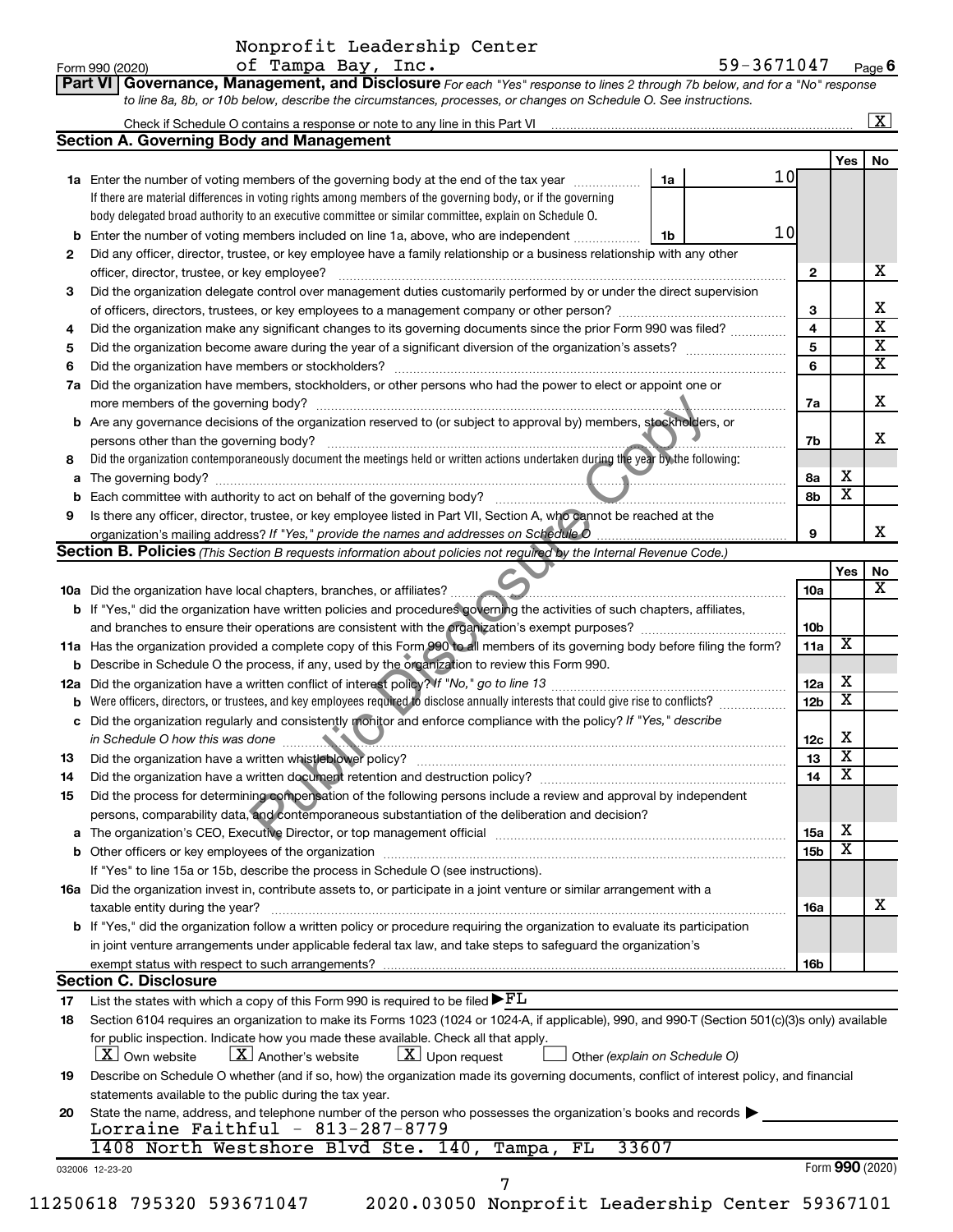Nonprofit Leadership Center of Tampa Bay, Inc. 59-3671047

Form 990 (2020) Page 6

**Part VI Governance, Management, and Disclosure** *For each "Yes" response to lines 2 through 7b below, and for a "No" response to line 8a, 8b, or 10b below, describe the circumstances, processes, or changes on Schedule O. See instructions.*

Check if Schedule O contains a response or note to any line in this Part VI [X]

## Section A. Governing Body and Management

| | | | Yes | No |
|---|---|---|---|---|
| **1a** | Enter the number of voting members of the governing body at the end of the tax year ... **1a** 10. If there are material differences in voting rights among members of the governing body, or if the governing body delegated broad authority to an executive committee or similar committee, explain on Schedule O. | | | |
| **b** | Enter the number of voting members included on line 1a, above, who are independent ... **1b** 10 | | | |
| **2** | Did any officer, director, trustee, or key employee have a family relationship or a business relationship with any other officer, director, trustee, or key employee? | 2 | | X |
| **3** | Did the organization delegate control over management duties customarily performed by or under the direct supervision of officers, directors, trustees, or key employees to a management company or other person? | 3 | | X |
| **4** | Did the organization make any significant changes to its governing documents since the prior Form 990 was filed? | 4 | | X |
| **5** | Did the organization become aware during the year of a significant diversion of the organization's assets? | 5 | | X |
| **6** | Did the organization have members or stockholders? | 6 | | X |
| **7a** | Did the organization have members, stockholders, or other persons who had the power to elect or appoint one or more members of the governing body? | 7a | | X |
| **b** | Are any governance decisions of the organization reserved to (or subject to approval by) members, stockholders, or persons other than the governing body? | 7b | | X |
| **8** | Did the organization contemporaneously document the meetings held or written actions undertaken during the year by the following: | | | |
| **a** | The governing body? | 8a | X | |
| **b** | Each committee with authority to act on behalf of the governing body? | 8b | X | |
| **9** | Is there any officer, director, trustee, or key employee listed in Part VII, Section A, who cannot be reached at the organization's mailing address? *If "Yes," provide the names and addresses on Schedule O* | 9 | | X |

## Section B. Policies *(This Section B requests information about policies not required by the Internal Revenue Code.)*

| | | | Yes | No |
|---|---|---|---|---|
| **10a** | Did the organization have local chapters, branches, or affiliates? | 10a | | X |
| **b** | If "Yes," did the organization have written policies and procedures governing the activities of such chapters, affiliates, and branches to ensure their operations are consistent with the organization's exempt purposes? | 10b | | |
| **11a** | Has the organization provided a complete copy of this Form 990 to all members of its governing body before filing the form? | 11a | X | |
| **b** | Describe in Schedule O the process, if any, used by the organization to review this Form 990. | | | |
| **12a** | Did the organization have a written conflict of interest policy? *If "No," go to line 13* | 12a | X | |
| **b** | Were officers, directors, or trustees, and key employees required to disclose annually interests that could give rise to conflicts? | 12b | X | |
| **c** | Did the organization regularly and consistently monitor and enforce compliance with the policy? *If "Yes," describe in Schedule O how this was done* | 12c | X | |
| **13** | Did the organization have a written whistleblower policy? | 13 | X | |
| **14** | Did the organization have a written document retention and destruction policy? | 14 | X | |
| **15** | Did the process for determining compensation of the following persons include a review and approval by independent persons, comparability data, and contemporaneous substantiation of the deliberation and decision? | | | |
| **a** | The organization's CEO, Executive Director, or top management official | 15a | X | |
| **b** | Other officers or key employees of the organization | 15b | X | |
| | If "Yes" to line 15a or 15b, describe the process in Schedule O (see instructions). | | | |
| **16a** | Did the organization invest in, contribute assets to, or participate in a joint venture or similar arrangement with a taxable entity during the year? | 16a | | X |
| **b** | If "Yes," did the organization follow a written policy or procedure requiring the organization to evaluate its participation in joint venture arrangements under applicable federal tax law, and take steps to safeguard the organization's exempt status with respect to such arrangements? | 16b | | |

## Section C. Disclosure

**17** List the states with which a copy of this Form 990 is required to be filed ▶ FL

**18** Section 6104 requires an organization to make its Forms 1023 (1024 or 1024-A, if applicable), 990, and 990-T (Section 501(c)(3)s only) available for public inspection. Indicate how you made these available. Check all that apply.

[X] Own website [X] Another's website [X] Upon request [ ] Other *(explain on Schedule O)*

**19** Describe on Schedule O whether (and if so, how) the organization made its governing documents, conflict of interest policy, and financial statements available to the public during the tax year.

**20** State the name, address, and telephone number of the person who possesses the organization's books and records ▶

Lorraine Faithful - 813-287-8779
1408 North Westshore Blvd Ste. 140, Tampa, FL 33607

032006 12-23-20 Form **990** (2020)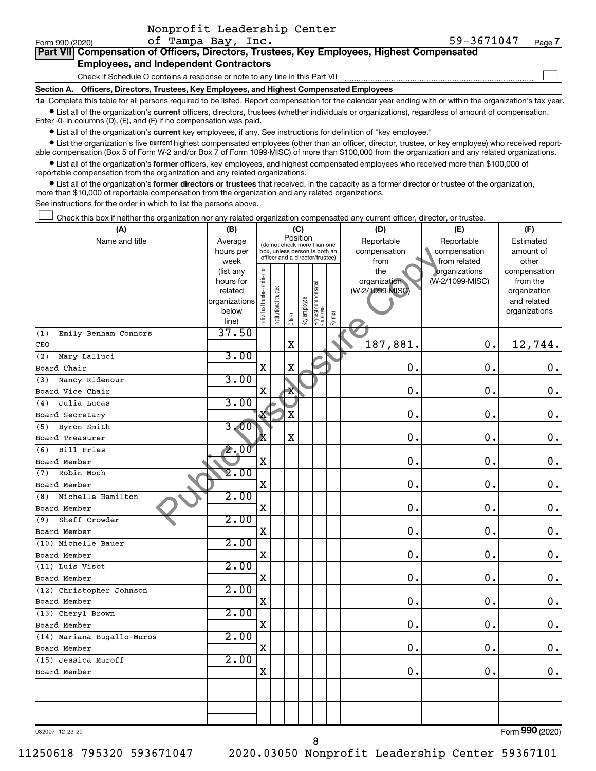Form 990 (2020) Nonprofit Leadership Center of Tampa Bay, Inc. 59-3671047 Page 7

## Part VII Compensation of Officers, Directors, Trustees, Key Employees, Highest Compensated Employees, and Independent Contractors

Check if Schedule O contains a response or note to any line in this Part VII ☐

### Section A. Officers, Directors, Trustees, Key Employees, and Highest Compensated Employees

**1a** Complete this table for all persons required to be listed. Report compensation for the calendar year ending with or within the organization's tax year.

- List all of the organization's **current** officers, directors, trustees (whether individuals or organizations), regardless of amount of compensation. Enter -0- in columns (D), (E), and (F) if no compensation was paid.
- List all of the organization's **current** key employees, if any. See instructions for definition of "key employee."
- List the organization's five **current** highest compensated employees (other than an officer, director, trustee, or key employee) who received reportable compensation (Box 5 of Form W-2 and/or Box 7 of Form 1099-MISC) of more than $100,000 from the organization and any related organizations.
- List all of the organization's **former** officers, key employees, and highest compensated employees who received more than $100,000 of reportable compensation from the organization and any related organizations.
- List all of the organization's **former directors or trustees** that received, in the capacity as a former director or trustee of the organization, more than $10,000 of reportable compensation from the organization and any related organizations.

See instructions for the order in which to list the persons above.

☐ Check this box if neither the organization nor any related organization compensated any current officer, director, or trustee.

| (A) Name and title | (B) Average hours per week (list any hours for related organizations below line) | (C) Position: Individual trustee or director | Institutional trustee | Officer | Key employee | Highest compensated employee | Former | (D) Reportable compensation from the organization (W-2/1099-MISC) | (E) Reportable compensation from related organizations (W-2/1099-MISC) | (F) Estimated amount of other compensation from the organization and related organizations |
|---|---|---|---|---|---|---|---|---|---|---|
| (1) Emily Benham Connors<br>CEO | 37.50 | | | X | | | | 187,881. | 0. | 12,744. |
| (2) Mary Lalluci<br>Board Chair | 3.00 | X | | X | | | | 0. | 0. | 0. |
| (3) Nancy Ridenour<br>Board Vice Chair | 3.00 | X | | X | | | | 0. | 0. | 0. |
| (4) Julia Lucas<br>Board Secretary | 3.00 | X | | X | | | | 0. | 0. | 0. |
| (5) Byron Smith<br>Board Treasurer | 3.00 | X | | X | | | | 0. | 0. | 0. |
| (6) Bill Fries<br>Board Member | 2.00 | X | | | | | | 0. | 0. | 0. |
| (7) Robin Moch<br>Board Member | 2.00 | X | | | | | | 0. | 0. | 0. |
| (8) Michelle Hamilton<br>Board Member | 2.00 | X | | | | | | 0. | 0. | 0. |
| (9) Sheff Crowder<br>Board Member | 2.00 | X | | | | | | 0. | 0. | 0. |
| (10) Michelle Bauer<br>Board Member | 2.00 | X | | | | | | 0. | 0. | 0. |
| (11) Luis Visot<br>Board Member | 2.00 | X | | | | | | 0. | 0. | 0. |
| (12) Christopher Johnson<br>Board Member | 2.00 | X | | | | | | 0. | 0. | 0. |
| (13) Cheryl Brown<br>Board Member | 2.00 | X | | | | | | 0. | 0. | 0. |
| (14) Mariana Bugallo-Muros<br>Board Member | 2.00 | X | | | | | | 0. | 0. | 0. |
| (15) Jessica Muroff<br>Board Member | 2.00 | X | | | | | | 0. | 0. | 0. |
| | | | | | | | | | | |

032007 12-23-20 Form 990 (2020)

11250618 795320 593671047 2020.03050 Nonprofit Leadership Center 59367101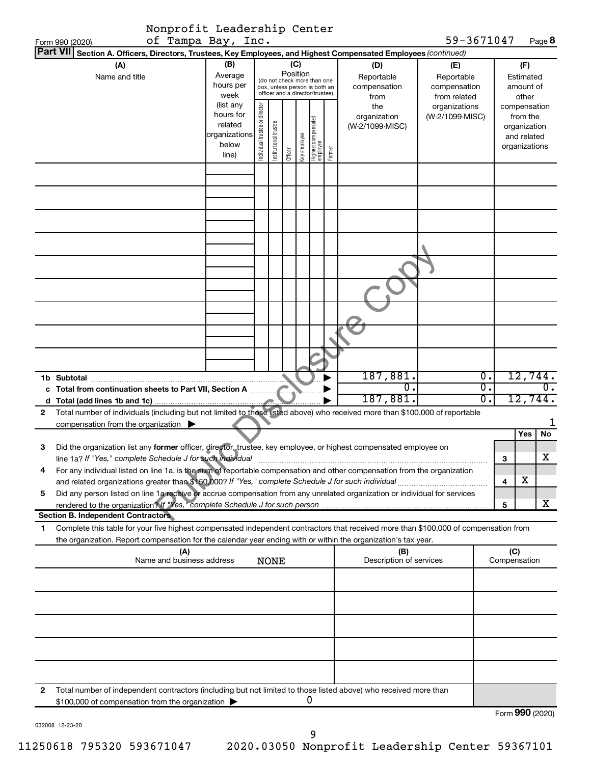Nonprofit Leadership Center of Tampa Bay, Inc. 59-3671047

Form 990 (2020) Page 8

**Part VII** **Section A. Officers, Directors, Trustees, Key Employees, and Highest Compensated Employees** *(continued)*

| (A) Name and title | (B) Average hours per week (list any hours for related organizations below line) | (C) Position (do not check more than one box, unless person is both an officer and a director/trustee): Individual trustee or director | Institutional trustee | Officer | Key employee | Highest compensated employee | Former | (D) Reportable compensation from the organization (W-2/1099-MISC) | (E) Reportable compensation from related organizations (W-2/1099-MISC) | (F) Estimated amount of other compensation from the organization and related organizations |
|---|---|---|---|---|---|---|---|---|---|---|
| | | | | | | | | | | |
| | | | | | | | | | | |
| | | | | | | | | | | |
| | | | | | | | | | | |
| | | | | | | | | | | |
| | | | | | | | | | | |
| | | | | | | | | | | |
| | | | | | | | | | | |
| | | | | | | | | | | |
| **1b Subtotal** | | | | | | | | 187,881. | 0. | 12,744. |
| **c Total from continuation sheets to Part VII, Section A** | | | | | | | | 0. | 0. | 0. |
| **d Total (add lines 1b and 1c)** | | | | | | | | 187,881. | 0. | 12,744. |

**2** Total number of individuals (including but not limited to those listed above) who received more than $100,000 of reportable compensation from the organization ▶ 1

| | | | Yes | No |
|---|---|---|---|---|
| **3** | Did the organization list any **former** officer, director, trustee, key employee, or highest compensated employee on line 1a? *If "Yes," complete Schedule J for such individual* | 3 | | X |
| **4** | For any individual listed on line 1a, is the sum of reportable compensation and other compensation from the organization and related organizations greater than $150,000? *If "Yes," complete Schedule J for such individual* | 4 | X | |
| **5** | Did any person listed on line 1a receive or accrue compensation from any unrelated organization or individual for services rendered to the organization? *If "Yes," complete Schedule J for such person* | 5 | | X |

**Section B. Independent Contractors**

**1** Complete this table for your five highest compensated independent contractors that received more than $100,000 of compensation from the organization. Report compensation for the calendar year ending with or within the organization's tax year.

| (A) Name and business address NONE | (B) Description of services | (C) Compensation |
|---|---|---|
| | | |
| | | |
| | | |
| | | |
| | | |

**2** Total number of independent contractors (including but not limited to those listed above) who received more than $100,000 of compensation from the organization ▶ 0

Form **990** (2020)

032008 12-23-20

11250618 795320 593671047 2020.03050 Nonprofit Leadership Center 59367101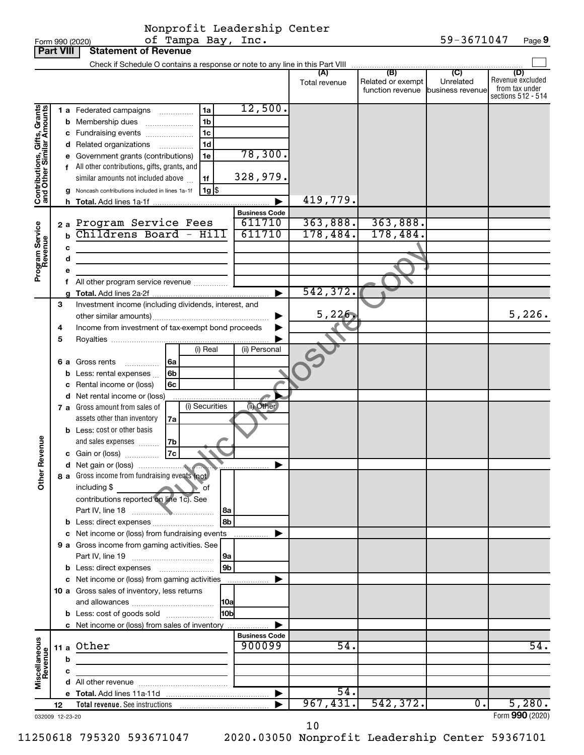Form 990 (2020) Nonprofit Leadership Center of Tampa Bay, Inc. 59-3671047 Page 9

**Part VIII Statement of Revenue**

Check if Schedule O contains a response or note to any line in this Part VIII ☐

| | | | | (A) Total revenue | (B) Related or exempt function revenue | (C) Unrelated business revenue | (D) Revenue excluded from tax under sections 512 - 514 |
|---|---|---|---|---|---|---|---|
| **Contributions, Gifts, Grants and Other Similar Amounts** | 1a Federated campaigns | 1a | 12,500. | | | | |
| | b Membership dues | 1b | | | | | |
| | c Fundraising events | 1c | | | | | |
| | d Related organizations | 1d | | | | | |
| | e Government grants (contributions) | 1e | 78,300. | | | | |
| | f All other contributions, gifts, grants, and similar amounts not included above | 1f | 328,979. | | | | |
| | g Noncash contributions included in lines 1a-1f | 1g | $ | | | | |
| | h **Total.** Add lines 1a-1f | | ▶ | 419,779. | | | |
| **Program Service Revenue** | | | Business Code | | | | |
| | 2a Program Service Fees | | 611710 | 363,888. | 363,888. | | |
| | b Childrens Board - Hill | | 611710 | 178,484. | 178,484. | | |
| | c | | | | | | |
| | d | | | | | | |
| | e | | | | | | |
| | f All other program service revenue | | | | | | |
| | g **Total.** Add lines 2a-2f | | ▶ | 542,372. | | | |
| **Other Revenue** | 3 Investment income (including dividends, interest, and other similar amounts) | | ▶ | 5,226. | | | 5,226. |
| | 4 Income from investment of tax-exempt bond proceeds | | ▶ | | | | |
| | 5 Royalties | | ▶ | | | | |
| | | (i) Real | (ii) Personal | | | | |
| | 6a Gross rents 6a | | | | | | |
| | b Less: rental expenses 6b | | | | | | |
| | c Rental income or (loss) 6c | | | | | | |
| | d Net rental income or (loss) | | ▶ | | | | |
| | | (i) Securities | (ii) Other | | | | |
| | 7a Gross amount from sales of assets other than inventory 7a | | | | | | |
| | b Less: cost or other basis and sales expenses 7b | | | | | | |
| | c Gain or (loss) 7c | | | | | | |
| | d Net gain or (loss) | | ▶ | | | | |
| | 8a Gross income from fundraising events (not including $ of contributions reported on line 1c). See Part IV, line 18 | 8a | | | | | |
| | b Less: direct expenses | 8b | | | | | |
| | c Net income or (loss) from fundraising events | | ▶ | | | | |
| | 9a Gross income from gaming activities. See Part IV, line 19 | 9a | | | | | |
| | b Less: direct expenses | 9b | | | | | |
| | c Net income or (loss) from gaming activities | | ▶ | | | | |
| | 10a Gross sales of inventory, less returns and allowances | 10a | | | | | |
| | b Less: cost of goods sold | 10b | | | | | |
| | c Net income or (loss) from sales of inventory | | ▶ | | | | |
| **Miscellaneous Revenue** | | | Business Code | | | | |
| | 11a Other | | 900099 | 54. | | | 54. |
| | b | | | | | | |
| | c | | | | | | |
| | d All other revenue | | | | | | |
| | e **Total.** Add lines 11a-11d | | ▶ | 54. | | | |
| | 12 **Total revenue.** See instructions | | ▶ | 967,431. | 542,372. | 0. | 5,280. |

032009 12-23-20

Form **990** (2020)

11250618 795320 593671047 2020.03050 Nonprofit Leadership Center 59367101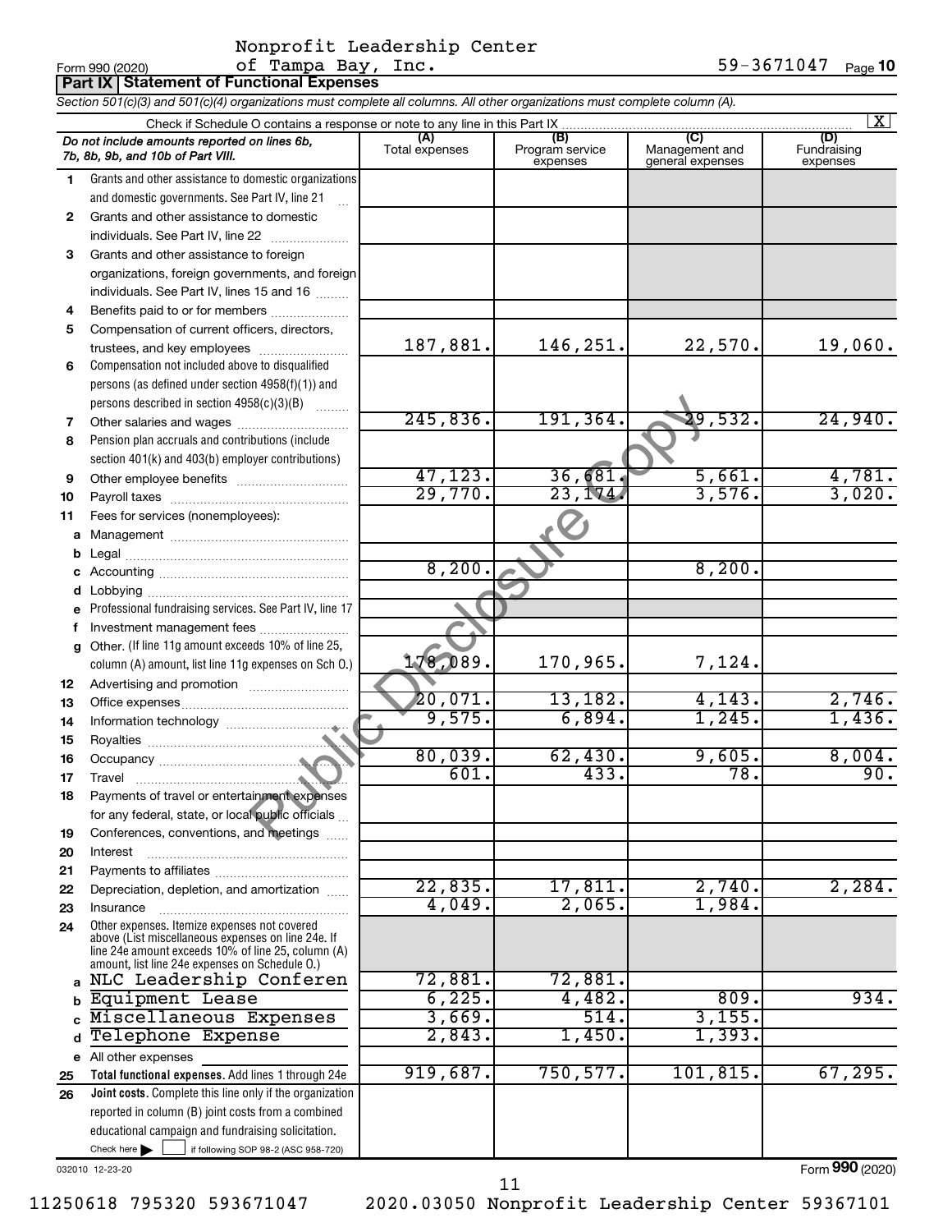Nonprofit Leadership Center of Tampa Bay, Inc. 59-3671047

Form 990 (2020)

## Part IX Statement of Functional Expenses

*Section 501(c)(3) and 501(c)(4) organizations must complete all columns. All other organizations must complete column (A).*

Check if Schedule O contains a response or note to any line in this Part IX [X]

| | *Do not include amounts reported on lines 6b, 7b, 8b, 9b, and 10b of Part VIII.* | (A) Total expenses | (B) Program service expenses | (C) Management and general expenses | (D) Fundraising expenses |
|---|---|---|---|---|---|
| 1 | Grants and other assistance to domestic organizations and domestic governments. See Part IV, line 21 | | | | |
| 2 | Grants and other assistance to domestic individuals. See Part IV, line 22 | | | | |
| 3 | Grants and other assistance to foreign organizations, foreign governments, and foreign individuals. See Part IV, lines 15 and 16 | | | | |
| 4 | Benefits paid to or for members | | | | |
| 5 | Compensation of current officers, directors, trustees, and key employees | 187,881. | 146,251. | 22,570. | 19,060. |
| 6 | Compensation not included above to disqualified persons (as defined under section 4958(f)(1)) and persons described in section 4958(c)(3)(B) | | | | |
| 7 | Other salaries and wages | 245,836. | 191,364. | 29,532. | 24,940. |
| 8 | Pension plan accruals and contributions (include section 401(k) and 403(b) employer contributions) | | | | |
| 9 | Other employee benefits | 47,123. | 36,681. | 5,661. | 4,781. |
| 10 | Payroll taxes | 29,770. | 23,174. | 3,576. | 3,020. |
| 11 | Fees for services (nonemployees): | | | | |
| a | Management | | | | |
| b | Legal | | | | |
| c | Accounting | 8,200. | | 8,200. | |
| d | Lobbying | | | | |
| e | Professional fundraising services. See Part IV, line 17 | | | | |
| f | Investment management fees | | | | |
| g | Other. (If line 11g amount exceeds 10% of line 25, column (A) amount, list line 11g expenses on Sch O.) | 178,089. | 170,965. | 7,124. | |
| 12 | Advertising and promotion | | | | |
| 13 | Office expenses | 20,071. | 13,182. | 4,143. | 2,746. |
| 14 | Information technology | 9,575. | 6,894. | 1,245. | 1,436. |
| 15 | Royalties | | | | |
| 16 | Occupancy | 80,039. | 62,430. | 9,605. | 8,004. |
| 17 | Travel | 601. | 433. | 78. | 90. |
| 18 | Payments of travel or entertainment expenses for any federal, state, or local public officials | | | | |
| 19 | Conferences, conventions, and meetings | | | | |
| 20 | Interest | | | | |
| 21 | Payments to affiliates | | | | |
| 22 | Depreciation, depletion, and amortization | 22,835. | 17,811. | 2,740. | 2,284. |
| 23 | Insurance | 4,049. | 2,065. | 1,984. | |
| 24 | Other expenses. Itemize expenses not covered above (List miscellaneous expenses on line 24e. If line 24e amount exceeds 10% of line 25, column (A) amount, list line 24e expenses on Schedule O.) | | | | |
| a | NLC Leadership Conferen | 72,881. | 72,881. | | |
| b | Equipment Lease | 6,225. | 4,482. | 809. | 934. |
| c | Miscellaneous Expenses | 3,669. | 514. | 3,155. | |
| d | Telephone Expense | 2,843. | 1,450. | 1,393. | |
| e | All other expenses | | | | |
| 25 | **Total functional expenses.** Add lines 1 through 24e | 919,687. | 750,577. | 101,815. | 67,295. |
| 26 | **Joint costs.** Complete this line only if the organization reported in column (B) joint costs from a combined educational campaign and fundraising solicitation. Check here [ ] if following SOP 98-2 (ASC 958-720) | | | | |

032010 12-23-20

Form **990** (2020)

11250618 795320 593671047 2020.03050 Nonprofit Leadership Center 59367101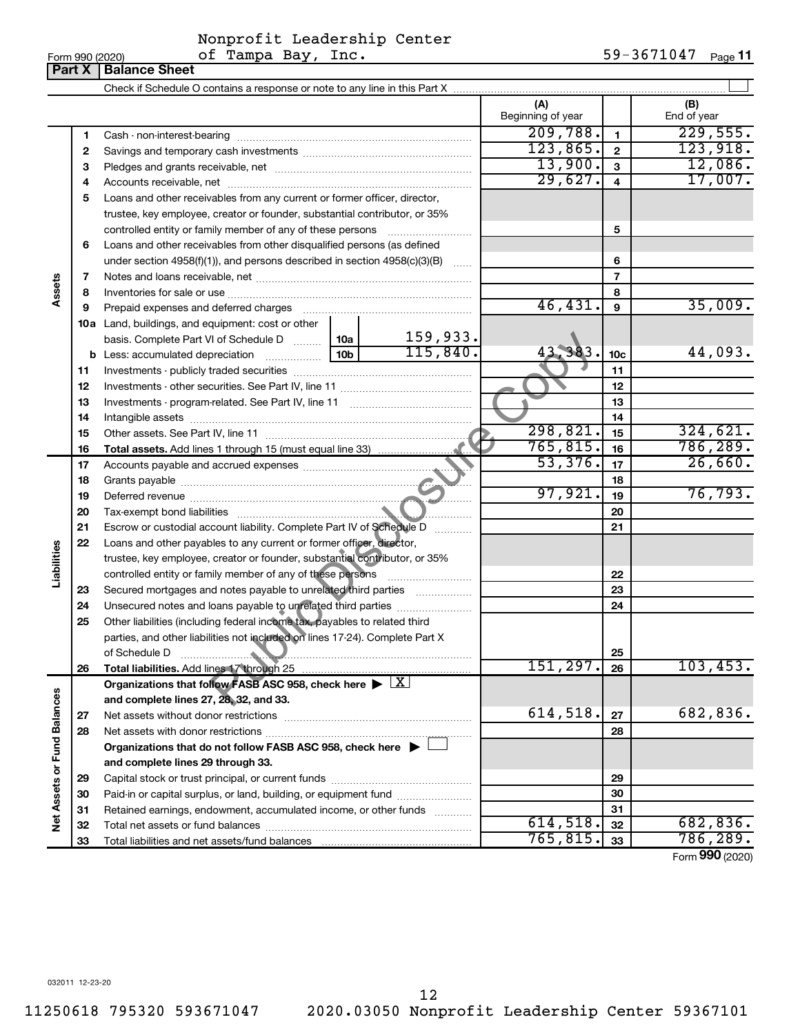Form 990 (2020) Nonprofit Leadership Center of Tampa Bay, Inc. 59-3671047

## Part X Balance Sheet

Check if Schedule O contains a response or note to any line in this Part X ☐

| | | | | (A) Beginning of year | | (B) End of year |
|---|---|---|---|---|---|---|
| **Assets** | 1 | Cash - non-interest-bearing | | 209,788. | 1 | 229,555. |
| | 2 | Savings and temporary cash investments | | 123,865. | 2 | 123,918. |
| | 3 | Pledges and grants receivable, net | | 13,900. | 3 | 12,086. |
| | 4 | Accounts receivable, net | | 29,627. | 4 | 17,007. |
| | 5 | Loans and other receivables from any current or former officer, director, trustee, key employee, creator or founder, substantial contributor, or 35% controlled entity or family member of any of these persons | | | 5 | |
| | 6 | Loans and other receivables from other disqualified persons (as defined under section 4958(f)(1)), and persons described in section 4958(c)(3)(B) | | | 6 | |
| | 7 | Notes and loans receivable, net | | | 7 | |
| | 8 | Inventories for sale or use | | | 8 | |
| | 9 | Prepaid expenses and deferred charges | | 46,431. | 9 | 35,009. |
| | 10a | Land, buildings, and equipment: cost or other basis. Complete Part VI of Schedule D | 10a 159,933. | | | |
| | b | Less: accumulated depreciation | 10b 115,840. | 43,383. | 10c | 44,093. |
| | 11 | Investments - publicly traded securities | | | 11 | |
| | 12 | Investments - other securities. See Part IV, line 11 | | | 12 | |
| | 13 | Investments - program-related. See Part IV, line 11 | | | 13 | |
| | 14 | Intangible assets | | | 14 | |
| | 15 | Other assets. See Part IV, line 11 | | 298,821. | 15 | 324,621. |
| | 16 | **Total assets.** Add lines 1 through 15 (must equal line 33) | | 765,815. | 16 | 786,289. |
| **Liabilities** | 17 | Accounts payable and accrued expenses | | 53,376. | 17 | 26,660. |
| | 18 | Grants payable | | | 18 | |
| | 19 | Deferred revenue | | 97,921. | 19 | 76,793. |
| | 20 | Tax-exempt bond liabilities | | | 20 | |
| | 21 | Escrow or custodial account liability. Complete Part IV of Schedule D | | | 21 | |
| | 22 | Loans and other payables to any current or former officer, director, trustee, key employee, creator or founder, substantial contributor, or 35% controlled entity or family member of any of these persons | | | 22 | |
| | 23 | Secured mortgages and notes payable to unrelated third parties | | | 23 | |
| | 24 | Unsecured notes and loans payable to unrelated third parties | | | 24 | |
| | 25 | Other liabilities (including federal income tax, payables to related third parties, and other liabilities not included on lines 17-24). Complete Part X of Schedule D | | | 25 | |
| | 26 | **Total liabilities.** Add lines 17 through 25 | | 151,297. | 26 | 103,453. |
| **Net Assets or Fund Balances** | | **Organizations that follow FASB ASC 958, check here ▶ ☒ and complete lines 27, 28, 32, and 33.** | | | | |
| | 27 | Net assets without donor restrictions | | 614,518. | 27 | 682,836. |
| | 28 | Net assets with donor restrictions | | | 28 | |
| | | **Organizations that do not follow FASB ASC 958, check here ▶ ☐ and complete lines 29 through 33.** | | | | |
| | 29 | Capital stock or trust principal, or current funds | | | 29 | |
| | 30 | Paid-in or capital surplus, or land, building, or equipment fund | | | 30 | |
| | 31 | Retained earnings, endowment, accumulated income, or other funds | | | 31 | |
| | 32 | Total net assets or fund balances | | 614,518. | 32 | 682,836. |
| | 33 | Total liabilities and net assets/fund balances | | 765,815. | 33 | 786,289. |

Form **990** (2020)

032011 12-23-20

11250618 795320 593671047 2020.03050 Nonprofit Leadership Center 59367101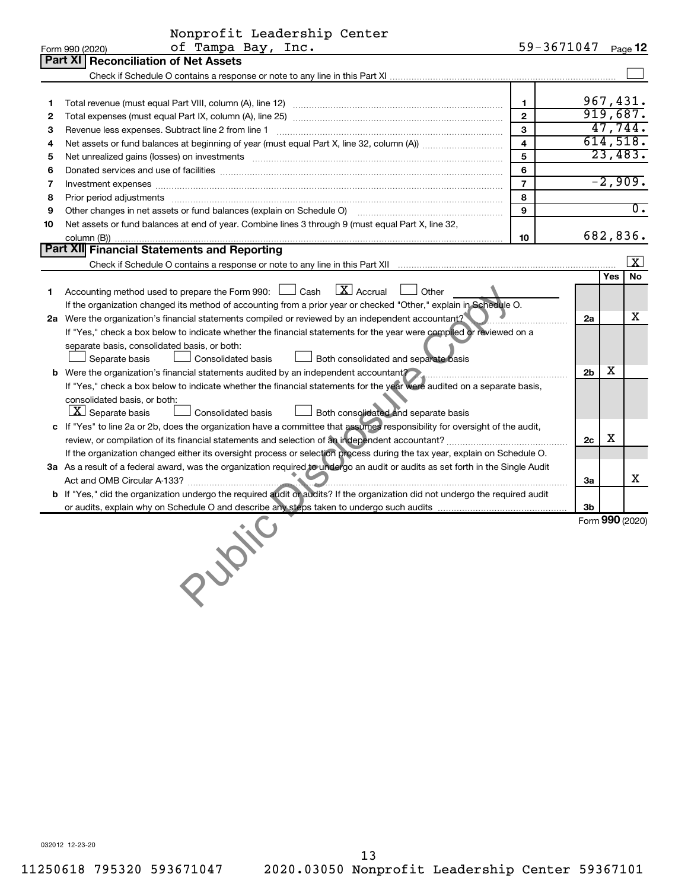Nonprofit Leadership Center of Tampa Bay, Inc. 59-3671047

## Part XI Reconciliation of Net Assets

Check if Schedule O contains a response or note to any line in this Part XI ☐

| | | | |
|---|---|---|---|
| 1 | Total revenue (must equal Part VIII, column (A), line 12) | 1 | 967,431. |
| 2 | Total expenses (must equal Part IX, column (A), line 25) | 2 | 919,687. |
| 3 | Revenue less expenses. Subtract line 2 from line 1 | 3 | 47,744. |
| 4 | Net assets or fund balances at beginning of year (must equal Part X, line 32, column (A)) | 4 | 614,518. |
| 5 | Net unrealized gains (losses) on investments | 5 | 23,483. |
| 6 | Donated services and use of facilities | 6 | |
| 7 | Investment expenses | 7 | -2,909. |
| 8 | Prior period adjustments | 8 | |
| 9 | Other changes in net assets or fund balances (explain on Schedule O) | 9 | 0. |
| 10 | Net assets or fund balances at end of year. Combine lines 3 through 9 (must equal Part X, line 32, column (B)) | 10 | 682,836. |

## Part XII Financial Statements and Reporting

Check if Schedule O contains a response or note to any line in this Part XII ☒

| | | | Yes | No |
|---|---|---|---|---|
| 1 | Accounting method used to prepare the Form 990: ☐ Cash ☒ Accrual ☐ Other<br>If the organization changed its method of accounting from a prior year or checked "Other," explain in Schedule O. | | | |
| 2a | Were the organization's financial statements compiled or reviewed by an independent accountant? | 2a | | X |
| | If "Yes," check a box below to indicate whether the financial statements for the year were compiled or reviewed on a separate basis, consolidated basis, or both:<br>☐ Separate basis ☐ Consolidated basis ☐ Both consolidated and separate basis | | | |
| b | Were the organization's financial statements audited by an independent accountant? | 2b | X | |
| | If "Yes," check a box below to indicate whether the financial statements for the year were audited on a separate basis, consolidated basis, or both:<br>☒ Separate basis ☐ Consolidated basis ☐ Both consolidated and separate basis | | | |
| c | If "Yes" to line 2a or 2b, does the organization have a committee that assumes responsibility for oversight of the audit, review, or compilation of its financial statements and selection of an independent accountant? | 2c | X | |
| | If the organization changed either its oversight process or selection process during the tax year, explain on Schedule O. | | | |
| 3a | As a result of a federal award, was the organization required to undergo an audit or audits as set forth in the Single Audit Act and OMB Circular A-133? | 3a | | X |
| b | If "Yes," did the organization undergo the required audit or audits? If the organization did not undergo the required audit or audits, explain why on Schedule O and describe any steps taken to undergo such audits | 3b | | |

Form 990 (2020)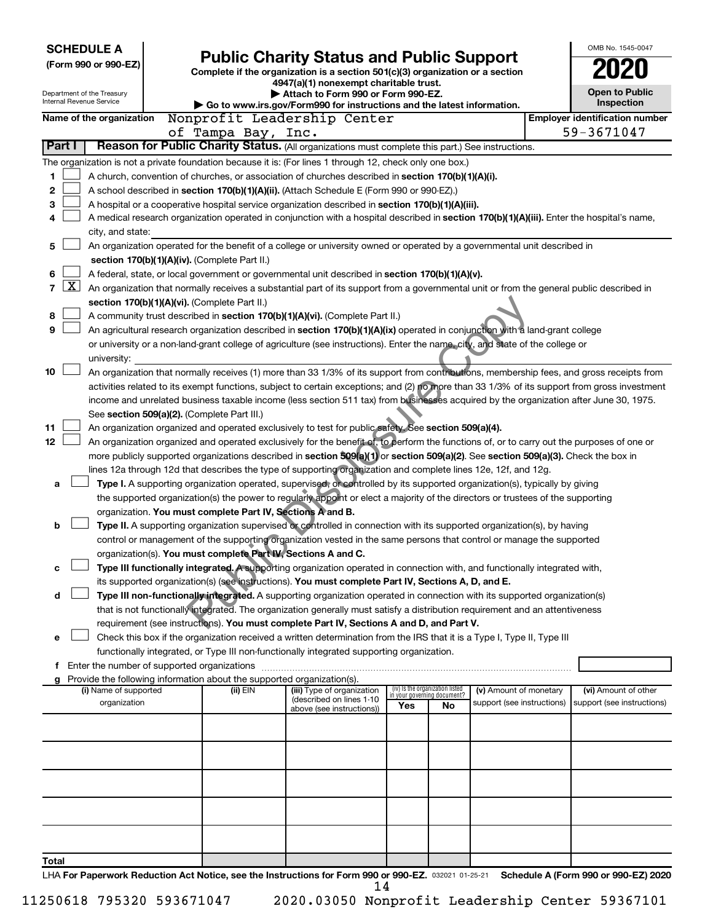**SCHEDULE A**
**(Form 990 or 990-EZ)**

Department of the Treasury
Internal Revenue Service

# Public Charity Status and Public Support

**Complete if the organization is a section 501(c)(3) organization or a section 4947(a)(1) nonexempt charitable trust.**
**▶ Attach to Form 990 or Form 990-EZ.**
**▶ Go to www.irs.gov/Form990 for instructions and the latest information.**

OMB No. 1545-0047
**2020**
**Open to Public Inspection**

**Name of the organization** Nonprofit Leadership Center of Tampa Bay, Inc.
**Employer identification number** 59-3671047

**Part I** **Reason for Public Charity Status.** (All organizations must complete this part.) See instructions.

The organization is not a private foundation because it is: (For lines 1 through 12, check only one box.)

1 ☐ A church, convention of churches, or association of churches described in **section 170(b)(1)(A)(i).**

2 ☐ A school described in **section 170(b)(1)(A)(ii).** (Attach Schedule E (Form 990 or 990-EZ).)

3 ☐ A hospital or a cooperative hospital service organization described in **section 170(b)(1)(A)(iii).**

4 ☐ A medical research organization operated in conjunction with a hospital described in **section 170(b)(1)(A)(iii).** Enter the hospital's name, city, and state: ______

5 ☐ An organization operated for the benefit of a college or university owned or operated by a governmental unit described in **section 170(b)(1)(A)(iv).** (Complete Part II.)

6 ☐ A federal, state, or local government or governmental unit described in **section 170(b)(1)(A)(v).**

7 ☒ An organization that normally receives a substantial part of its support from a governmental unit or from the general public described in **section 170(b)(1)(A)(vi).** (Complete Part II.)

8 ☐ A community trust described in **section 170(b)(1)(A)(vi).** (Complete Part II.)

9 ☐ An agricultural research organization described in **section 170(b)(1)(A)(ix)** operated in conjunction with a land-grant college or university or a non-land-grant college of agriculture (see instructions). Enter the name, city, and state of the college or university: ______

10 ☐ An organization that normally receives (1) more than 33 1/3% of its support from contributions, membership fees, and gross receipts from activities related to its exempt functions, subject to certain exceptions; and (2) no more than 33 1/3% of its support from gross investment income and unrelated business taxable income (less section 511 tax) from businesses acquired by the organization after June 30, 1975. See **section 509(a)(2).** (Complete Part III.)

11 ☐ An organization organized and operated exclusively to test for public safety. See **section 509(a)(4).**

12 ☐ An organization organized and operated exclusively for the benefit of, to perform the functions of, or to carry out the purposes of one or more publicly supported organizations described in **section 509(a)(1)** or **section 509(a)(2)**. See **section 509(a)(3).** Check the box in lines 12a through 12d that describes the type of supporting organization and complete lines 12e, 12f, and 12g.

a ☐ **Type I.** A supporting organization operated, supervised, or controlled by its supported organization(s), typically by giving the supported organization(s) the power to regularly appoint or elect a majority of the directors or trustees of the supporting organization. **You must complete Part IV, Sections A and B.**

b ☐ **Type II.** A supporting organization supervised or controlled in connection with its supported organization(s), by having control or management of the supporting organization vested in the same persons that control or manage the supported organization(s). **You must complete Part IV, Sections A and C.**

c ☐ **Type III functionally integrated.** A supporting organization operated in connection with, and functionally integrated with, its supported organization(s) (see instructions). **You must complete Part IV, Sections A, D, and E.**

d ☐ **Type III non-functionally integrated.** A supporting organization operated in connection with its supported organization(s) that is not functionally integrated. The organization generally must satisfy a distribution requirement and an attentiveness requirement (see instructions). **You must complete Part IV, Sections A and D, and Part V.**

e ☐ Check this box if the organization received a written determination from the IRS that it is a Type I, Type II, Type III functionally integrated, or Type III non-functionally integrated supporting organization.

f Enter the number of supported organizations ______

g Provide the following information about the supported organization(s).

| (i) Name of supported organization | (ii) EIN | (iii) Type of organization (described on lines 1-10 above (see instructions)) | (iv) Is the organization listed in your governing document? Yes | No | (v) Amount of monetary support (see instructions) | (vi) Amount of other support (see instructions) |
|---|---|---|---|---|---|---|
| | | | | | | |
| | | | | | | |
| | | | | | | |
| | | | | | | |
| | | | | | | |
| **Total** | | | | | | |

LHA **For Paperwork Reduction Act Notice, see the Instructions for Form 990 or 990-EZ.** 032021 01-25-21 **Schedule A (Form 990 or 990-EZ) 2020**

11250618 795320 593671047 2020.03050 Nonprofit Leadership Center 59367101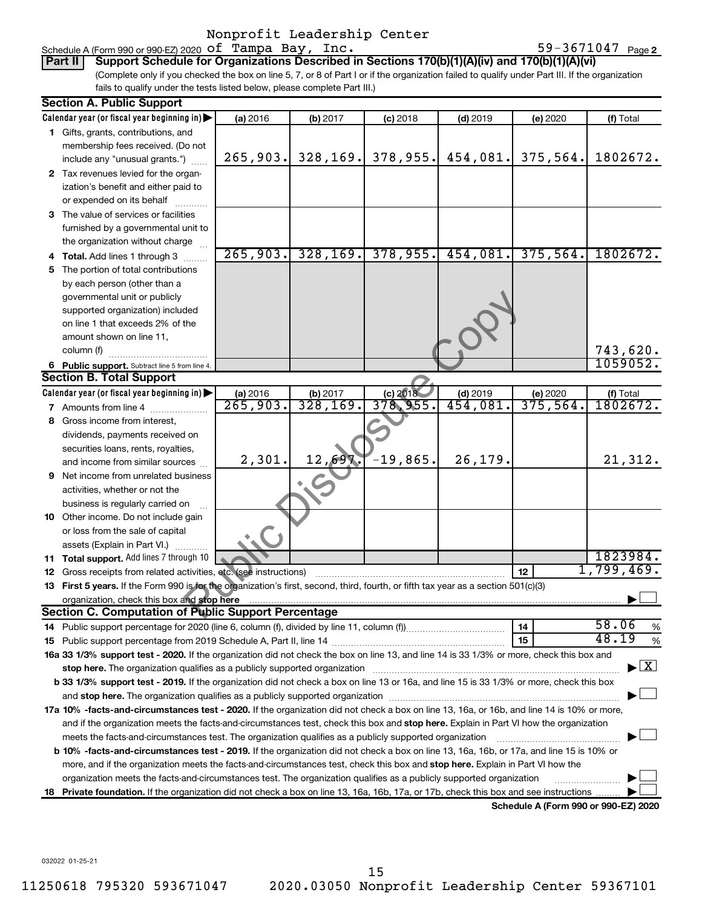Schedule A (Form 990 or 990-EZ) 2020 Nonprofit Leadership Center of Tampa Bay, Inc. 59-3671047 Page 2

**Part II** **Support Schedule for Organizations Described in Sections 170(b)(1)(A)(iv) and 170(b)(1)(A)(vi)**

(Complete only if you checked the box on line 5, 7, or 8 of Part I or if the organization failed to qualify under Part III. If the organization fails to qualify under the tests listed below, please complete Part III.)

**Section A. Public Support**

| Calendar year (or fiscal year beginning in) | (a) 2016 | (b) 2017 | (c) 2018 | (d) 2019 | (e) 2020 | (f) Total |
|---|---|---|---|---|---|---|
| 1 Gifts, grants, contributions, and membership fees received. (Do not include any "unusual grants.") | 265,903. | 328,169. | 378,955. | 454,081. | 375,564. | 1802672. |
| 2 Tax revenues levied for the organization's benefit and either paid to or expended on its behalf | | | | | | |
| 3 The value of services or facilities furnished by a governmental unit to the organization without charge | | | | | | |
| 4 **Total.** Add lines 1 through 3 | 265,903. | 328,169. | 378,955. | 454,081. | 375,564. | 1802672. |
| 5 The portion of total contributions by each person (other than a governmental unit or publicly supported organization) included on line 1 that exceeds 2% of the amount shown on line 11, column (f) | | | | | | 743,620. |
| 6 **Public support.** Subtract line 5 from line 4. | | | | | | 1059052. |

**Section B. Total Support**

| Calendar year (or fiscal year beginning in) | (a) 2016 | (b) 2017 | (c) 2018 | (d) 2019 | (e) 2020 | (f) Total |
|---|---|---|---|---|---|---|
| 7 Amounts from line 4 | 265,903. | 328,169. | 378,955. | 454,081. | 375,564. | 1802672. |
| 8 Gross income from interest, dividends, payments received on securities loans, rents, royalties, and income from similar sources | 2,301. | 12,697. | -19,865. | 26,179. | | 21,312. |
| 9 Net income from unrelated business activities, whether or not the business is regularly carried on | | | | | | |
| 10 Other income. Do not include gain or loss from the sale of capital assets (Explain in Part VI.) | | | | | | |
| 11 **Total support.** Add lines 7 through 10 | | | | | | 1823984. |

12 Gross receipts from related activities, etc. (see instructions) — **12** — 1,799,469.

13 **First 5 years.** If the Form 990 is for the organization's first, second, third, fourth, or fifth tax year as a section 501(c)(3) organization, check this box and **stop here** ☐

**Section C. Computation of Public Support Percentage**

14 Public support percentage for 2020 (line 6, column (f), divided by line 11, column (f)) — **14** — 58.06 %

15 Public support percentage from 2019 Schedule A, Part II, line 14 — **15** — 48.19 %

**16a 33 1/3% support test - 2020.** If the organization did not check the box on line 13, and line 14 is 33 1/3% or more, check this box and **stop here.** The organization qualifies as a publicly supported organization ☒

**b 33 1/3% support test - 2019.** If the organization did not check a box on line 13 or 16a, and line 15 is 33 1/3% or more, check this box and **stop here.** The organization qualifies as a publicly supported organization ☐

**17a 10% -facts-and-circumstances test - 2020.** If the organization did not check a box on line 13, 16a, or 16b, and line 14 is 10% or more, and if the organization meets the facts-and-circumstances test, check this box and **stop here.** Explain in Part VI how the organization meets the facts-and-circumstances test. The organization qualifies as a publicly supported organization ☐

**b 10% -facts-and-circumstances test - 2019.** If the organization did not check a box on line 13, 16a, 16b, or 17a, and line 15 is 10% or more, and if the organization meets the facts-and-circumstances test, check this box and **stop here.** Explain in Part VI how the organization meets the facts-and-circumstances test. The organization qualifies as a publicly supported organization ☐

**18 Private foundation.** If the organization did not check a box on line 13, 16a, 16b, 17a, or 17b, check this box and see instructions ☐

**Schedule A (Form 990 or 990-EZ) 2020**

032022 01-25-21

11250618 795320 593671047 2020.03050 Nonprofit Leadership Center 59367101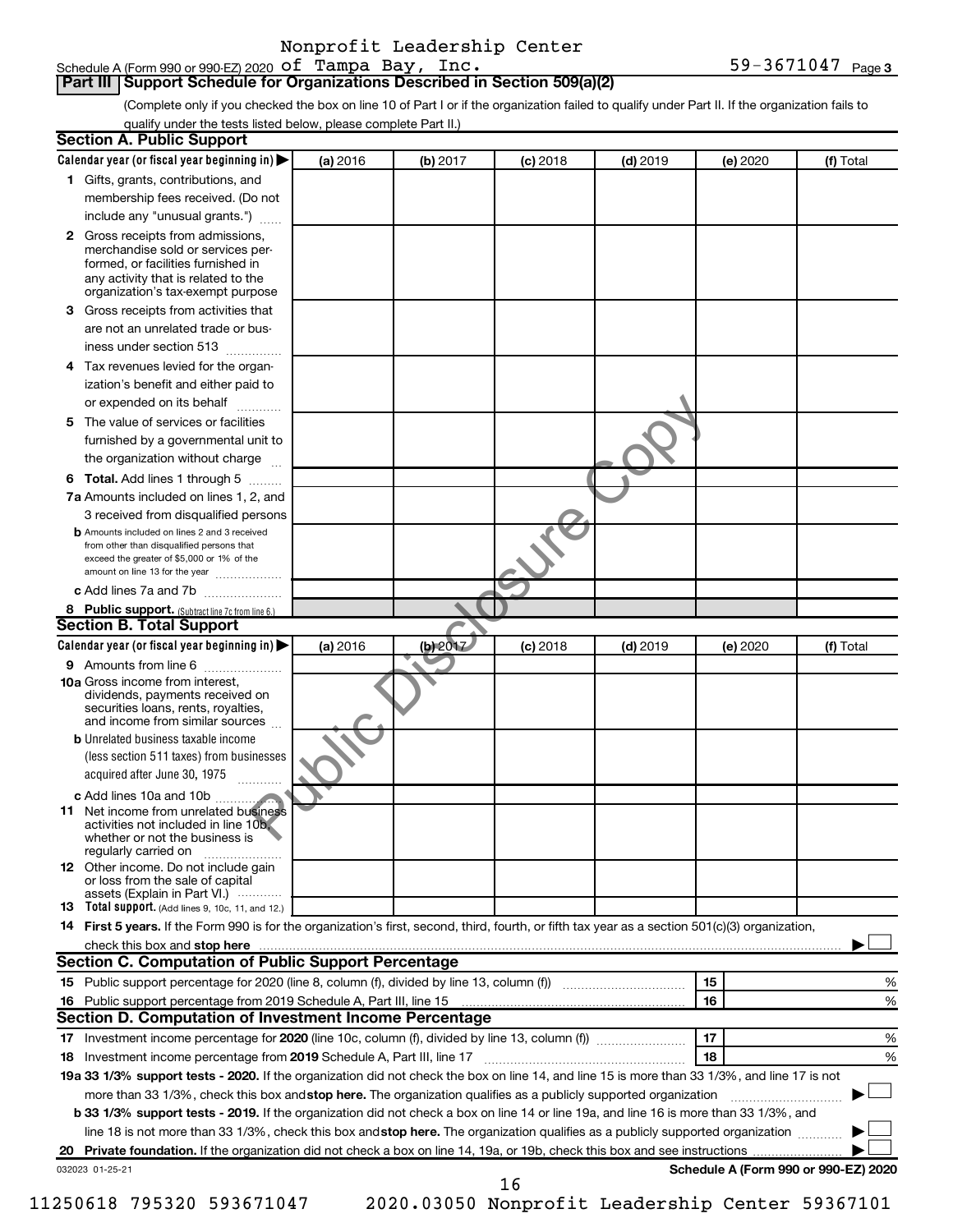Nonprofit Leadership Center

Schedule A (Form 990 or 990-EZ) 2020 of Tampa Bay, Inc. 59-3671047 Page 3

## Part III Support Schedule for Organizations Described in Section 509(a)(2)

(Complete only if you checked the box on line 10 of Part I or if the organization failed to qualify under Part II. If the organization fails to qualify under the tests listed below, please complete Part II.)

### Section A. Public Support

| Calendar year (or fiscal year beginning in) ▶ | (a) 2016 | (b) 2017 | (c) 2018 | (d) 2019 | (e) 2020 | (f) Total |
|---|---|---|---|---|---|---|
| 1 Gifts, grants, contributions, and membership fees received. (Do not include any "unusual grants.") | | | | | | |
| 2 Gross receipts from admissions, merchandise sold or services performed, or facilities furnished in any activity that is related to the organization's tax-exempt purpose | | | | | | |
| 3 Gross receipts from activities that are not an unrelated trade or business under section 513 | | | | | | |
| 4 Tax revenues levied for the organization's benefit and either paid to or expended on its behalf | | | | | | |
| 5 The value of services or facilities furnished by a governmental unit to the organization without charge | | | | | | |
| 6 Total. Add lines 1 through 5 | | | | | | |
| 7a Amounts included on lines 1, 2, and 3 received from disqualified persons | | | | | | |
| b Amounts included on lines 2 and 3 received from other than disqualified persons that exceed the greater of $5,000 or 1% of the amount on line 13 for the year | | | | | | |
| c Add lines 7a and 7b | | | | | | |
| 8 Public support. (Subtract line 7c from line 6.) | | | | | | |

### Section B. Total Support

| Calendar year (or fiscal year beginning in) ▶ | (a) 2016 | (b) 2017 | (c) 2018 | (d) 2019 | (e) 2020 | (f) Total |
|---|---|---|---|---|---|---|
| 9 Amounts from line 6 | | | | | | |
| 10a Gross income from interest, dividends, payments received on securities loans, rents, royalties, and income from similar sources | | | | | | |
| b Unrelated business taxable income (less section 511 taxes) from businesses acquired after June 30, 1975 | | | | | | |
| c Add lines 10a and 10b | | | | | | |
| 11 Net income from unrelated business activities not included in line 10b, whether or not the business is regularly carried on | | | | | | |
| 12 Other income. Do not include gain or loss from the sale of capital assets (Explain in Part VI.) | | | | | | |
| 13 Total support. (Add lines 9, 10c, 11, and 12.) | | | | | | |

14 **First 5 years.** If the Form 990 is for the organization's first, second, third, fourth, or fifth tax year as a section 501(c)(3) organization, check this box and **stop here** ▶ ☐

### Section C. Computation of Public Support Percentage

15 Public support percentage for 2020 (line 8, column (f), divided by line 13, column (f)) | 15 | %

16 Public support percentage from 2019 Schedule A, Part III, line 15 | 16 | %

### Section D. Computation of Investment Income Percentage

17 Investment income percentage for **2020** (line 10c, column (f), divided by line 13, column (f)) | 17 | %

18 Investment income percentage from **2019** Schedule A, Part III, line 17 | 18 | %

**19a 33 1/3% support tests - 2020.** If the organization did not check the box on line 14, and line 15 is more than 33 1/3%, and line 17 is not more than 33 1/3%, check this box and **stop here.** The organization qualifies as a publicly supported organization ▶ ☐

**b 33 1/3% support tests - 2019.** If the organization did not check a box on line 14 or line 19a, and line 16 is more than 33 1/3%, and line 18 is not more than 33 1/3%, check this box and **stop here.** The organization qualifies as a publicly supported organization ▶ ☐

**20 Private foundation.** If the organization did not check a box on line 14, 19a, or 19b, check this box and see instructions ▶ ☐

032023 01-25-21 **Schedule A (Form 990 or 990-EZ) 2020**

11250618 795320 593671047 2020.03050 Nonprofit Leadership Center 59367101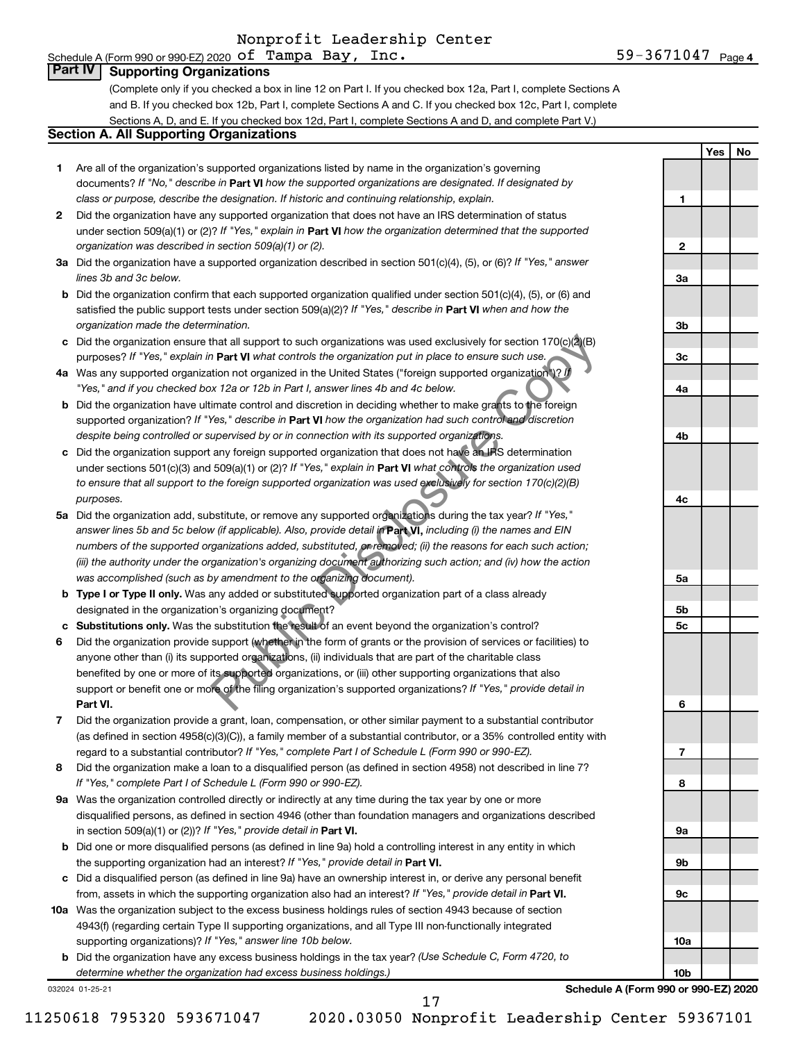Nonprofit Leadership Center
Schedule A (Form 990 or 990-EZ) 2020 of Tampa Bay, Inc. 59-3671047 Page 4

## Part IV Supporting Organizations

(Complete only if you checked a box in line 12 on Part I. If you checked box 12a, Part I, complete Sections A and B. If you checked box 12b, Part I, complete Sections A and C. If you checked box 12c, Part I, complete Sections A, D, and E. If you checked box 12d, Part I, complete Sections A and D, and complete Part V.)

### Section A. All Supporting Organizations

| | | | Yes | No |
|---|---|---|---|---|
| **1** | Are all of the organization's supported organizations listed by name in the organization's governing documents? *If "No," describe in* **Part VI** *how the supported organizations are designated. If designated by class or purpose, describe the designation. If historic and continuing relationship, explain.* | 1 | | |
| **2** | Did the organization have any supported organization that does not have an IRS determination of status under section 509(a)(1) or (2)? *If "Yes," explain in* **Part VI** *how the organization determined that the supported organization was described in section 509(a)(1) or (2).* | 2 | | |
| **3a** | Did the organization have a supported organization described in section 501(c)(4), (5), or (6)? *If "Yes," answer lines 3b and 3c below.* | 3a | | |
| **b** | Did the organization confirm that each supported organization qualified under section 501(c)(4), (5), or (6) and satisfied the public support tests under section 509(a)(2)? *If "Yes," describe in* **Part VI** *when and how the organization made the determination.* | 3b | | |
| **c** | Did the organization ensure that all support to such organizations was used exclusively for section 170(c)(2)(B) purposes? *If "Yes," explain in* **Part VI** *what controls the organization put in place to ensure such use.* | 3c | | |
| **4a** | Was any supported organization not organized in the United States ("foreign supported organization")? *If "Yes," and if you checked box 12a or 12b in Part I, answer lines 4b and 4c below.* | 4a | | |
| **b** | Did the organization have ultimate control and discretion in deciding whether to make grants to the foreign supported organization? *If "Yes," describe in* **Part VI** *how the organization had such control and discretion despite being controlled or supervised by or in connection with its supported organizations.* | 4b | | |
| **c** | Did the organization support any foreign supported organization that does not have an IRS determination under sections 501(c)(3) and 509(a)(1) or (2)? *If "Yes," explain in* **Part VI** *what controls the organization used to ensure that all support to the foreign supported organization was used exclusively for section 170(c)(2)(B) purposes.* | 4c | | |
| **5a** | Did the organization add, substitute, or remove any supported organizations during the tax year? *If "Yes," answer lines 5b and 5c below (if applicable). Also, provide detail in* **Part VI,** *including (i) the names and EIN numbers of the supported organizations added, substituted, or removed; (ii) the reasons for each such action; (iii) the authority under the organization's organizing document authorizing such action; and (iv) how the action was accomplished (such as by amendment to the organizing document).* | 5a | | |
| **b** | **Type I or Type II only.** Was any added or substituted supported organization part of a class already designated in the organization's organizing document? | 5b | | |
| **c** | **Substitutions only.** Was the substitution the result of an event beyond the organization's control? | 5c | | |
| **6** | Did the organization provide support (whether in the form of grants or the provision of services or facilities) to anyone other than (i) its supported organizations, (ii) individuals that are part of the charitable class benefited by one or more of its supported organizations, or (iii) other supporting organizations that also support or benefit one or more of the filing organization's supported organizations? *If "Yes," provide detail in* **Part VI.** | 6 | | |
| **7** | Did the organization provide a grant, loan, compensation, or other similar payment to a substantial contributor (as defined in section 4958(c)(3)(C)), a family member of a substantial contributor, or a 35% controlled entity with regard to a substantial contributor? *If "Yes," complete Part I of Schedule L (Form 990 or 990-EZ).* | 7 | | |
| **8** | Did the organization make a loan to a disqualified person (as defined in section 4958) not described in line 7? *If "Yes," complete Part I of Schedule L (Form 990 or 990-EZ).* | 8 | | |
| **9a** | Was the organization controlled directly or indirectly at any time during the tax year by one or more disqualified persons, as defined in section 4946 (other than foundation managers and organizations described in section 509(a)(1) or (2))? *If "Yes," provide detail in* **Part VI.** | 9a | | |
| **b** | Did one or more disqualified persons (as defined in line 9a) hold a controlling interest in any entity in which the supporting organization had an interest? *If "Yes," provide detail in* **Part VI.** | 9b | | |
| **c** | Did a disqualified person (as defined in line 9a) have an ownership interest in, or derive any personal benefit from, assets in which the supporting organization also had an interest? *If "Yes," provide detail in* **Part VI.** | 9c | | |
| **10a** | Was the organization subject to the excess business holdings rules of section 4943 because of section 4943(f) (regarding certain Type II supporting organizations, and all Type III non-functionally integrated supporting organizations)? *If "Yes," answer line 10b below.* | 10a | | |
| **b** | Did the organization have any excess business holdings in the tax year? *(Use Schedule C, Form 4720, to determine whether the organization had excess business holdings.)* | 10b | | |

032024 01-25-21 **Schedule A (Form 990 or 990-EZ) 2020**

11250618 795320 593671047 2020.03050 Nonprofit Leadership Center 59367101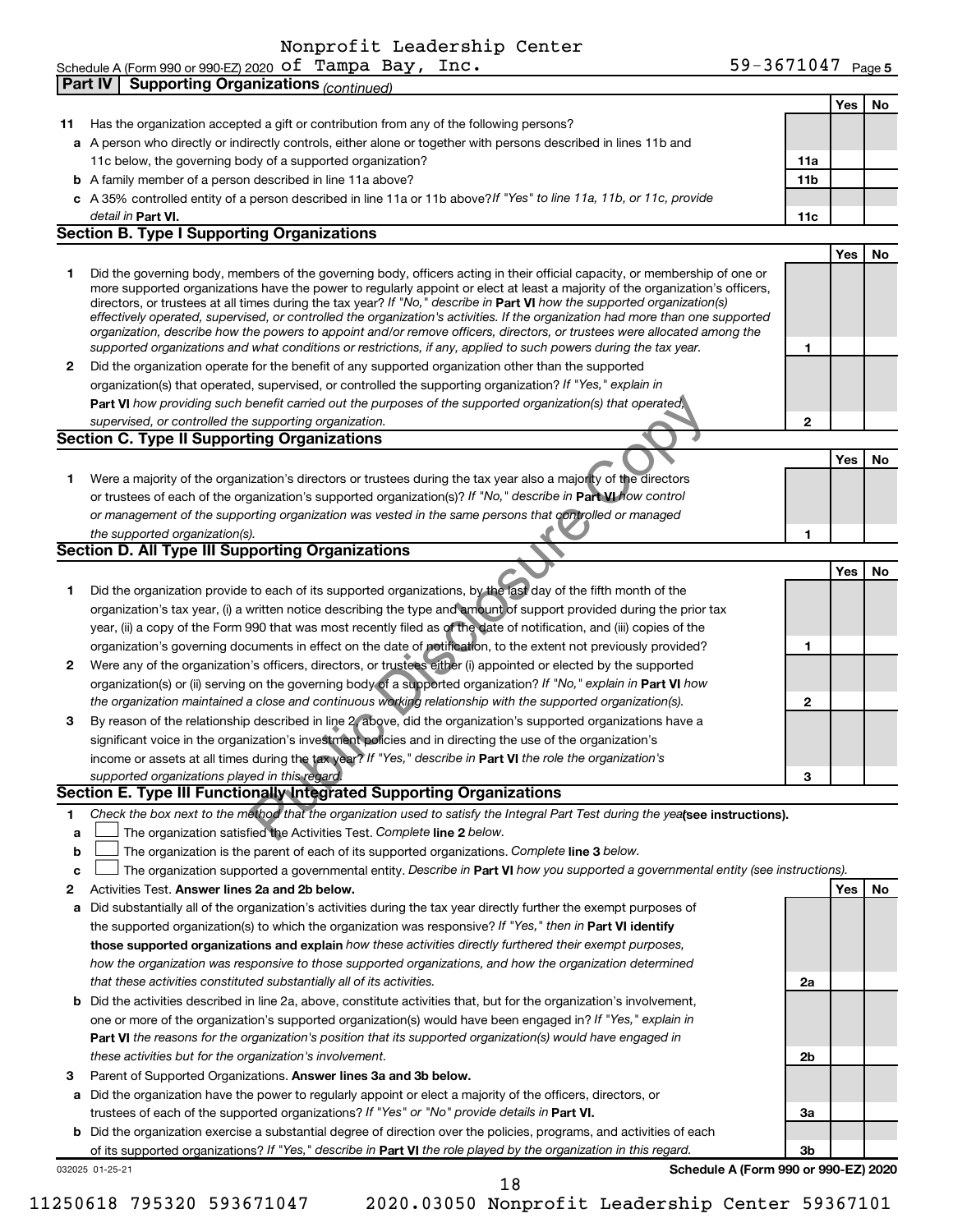Schedule A (Form 990 or 990-EZ) 2020 Nonprofit Leadership Center of Tampa Bay, Inc. 59-3671047 Page 5

## Part IV Supporting Organizations *(continued)*

| | | | Yes | No |
|---|---|---|---|---|
| **11** | Has the organization accepted a gift or contribution from any of the following persons? | | | |
| **a** | A person who directly or indirectly controls, either alone or together with persons described in lines 11b and 11c below, the governing body of a supported organization? | 11a | | |
| **b** | A family member of a person described in line 11a above? | 11b | | |
| **c** | A 35% controlled entity of a person described in line 11a or 11b above? *If "Yes" to line 11a, 11b, or 11c, provide detail in* **Part VI.** | 11c | | |

### Section B. Type I Supporting Organizations

| | | | Yes | No |
|---|---|---|---|---|
| **1** | Did the governing body, members of the governing body, officers acting in their official capacity, or membership of one or more supported organizations have the power to regularly appoint or elect at least a majority of the organization's officers, directors, or trustees at all times during the tax year? *If "No," describe in* **Part VI** *how the supported organization(s) effectively operated, supervised, or controlled the organization's activities. If the organization had more than one supported organization, describe how the powers to appoint and/or remove officers, directors, or trustees were allocated among the supported organizations and what conditions or restrictions, if any, applied to such powers during the tax year.* | 1 | | |
| **2** | Did the organization operate for the benefit of any supported organization other than the supported organization(s) that operated, supervised, or controlled the supporting organization? *If "Yes," explain in* **Part VI** *how providing such benefit carried out the purposes of the supported organization(s) that operated, supervised, or controlled the supporting organization.* | 2 | | |

### Section C. Type II Supporting Organizations

| | | | Yes | No |
|---|---|---|---|---|
| **1** | Were a majority of the organization's directors or trustees during the tax year also a majority of the directors or trustees of each of the organization's supported organization(s)? *If "No," describe in* **Part VI** *how control or management of the supporting organization was vested in the same persons that controlled or managed the supported organization(s).* | 1 | | |

### Section D. All Type III Supporting Organizations

| | | | Yes | No |
|---|---|---|---|---|
| **1** | Did the organization provide to each of its supported organizations, by the last day of the fifth month of the organization's tax year, (i) a written notice describing the type and amount of support provided during the prior tax year, (ii) a copy of the Form 990 that was most recently filed as of the date of notification, and (iii) copies of the organization's governing documents in effect on the date of notification, to the extent not previously provided? | 1 | | |
| **2** | Were any of the organization's officers, directors, or trustees either (i) appointed or elected by the supported organization(s) or (ii) serving on the governing body of a supported organization? *If "No," explain in* **Part VI** *how the organization maintained a close and continuous working relationship with the supported organization(s).* | 2 | | |
| **3** | By reason of the relationship described in line 2, above, did the organization's supported organizations have a significant voice in the organization's investment policies and in directing the use of the organization's income or assets at all times during the tax year? *If "Yes," describe in* **Part VI** *the role the organization's supported organizations played in this regard.* | 3 | | |

### Section E. Type III Functionally-Integrated Supporting Organizations

**1** *Check the box next to the method that the organization used to satisfy the Integral Part Test during the year* **(see instructions).**

- **a** ☐ The organization satisfied the Activities Test. *Complete* **line 2** *below.*
- **b** ☐ The organization is the parent of each of its supported organizations. *Complete* **line 3** *below.*
- **c** ☐ The organization supported a governmental entity. *Describe in* **Part VI** *how you supported a governmental entity (see instructions).*

| | | | Yes | No |
|---|---|---|---|---|
| **2** | Activities Test. **Answer lines 2a and 2b below.** | | | |
| **a** | Did substantially all of the organization's activities during the tax year directly further the exempt purposes of the supported organization(s) to which the organization was responsive? *If "Yes," then in* **Part VI identify those supported organizations and explain** *how these activities directly furthered their exempt purposes, how the organization was responsive to those supported organizations, and how the organization determined that these activities constituted substantially all of its activities.* | 2a | | |
| **b** | Did the activities described in line 2a, above, constitute activities that, but for the organization's involvement, one or more of the organization's supported organization(s) would have been engaged in? *If "Yes," explain in* **Part VI** *the reasons for the organization's position that its supported organization(s) would have engaged in these activities but for the organization's involvement.* | 2b | | |
| **3** | Parent of Supported Organizations. **Answer lines 3a and 3b below.** | | | |
| **a** | Did the organization have the power to regularly appoint or elect a majority of the officers, directors, or trustees of each of the supported organizations? *If "Yes" or "No" provide details in* **Part VI.** | 3a | | |
| **b** | Did the organization exercise a substantial degree of direction over the policies, programs, and activities of each of its supported organizations? *If "Yes," describe in* **Part VI** *the role played by the organization in this regard.* | 3b | | |

032025 01-25-21 **Schedule A (Form 990 or 990-EZ) 2020**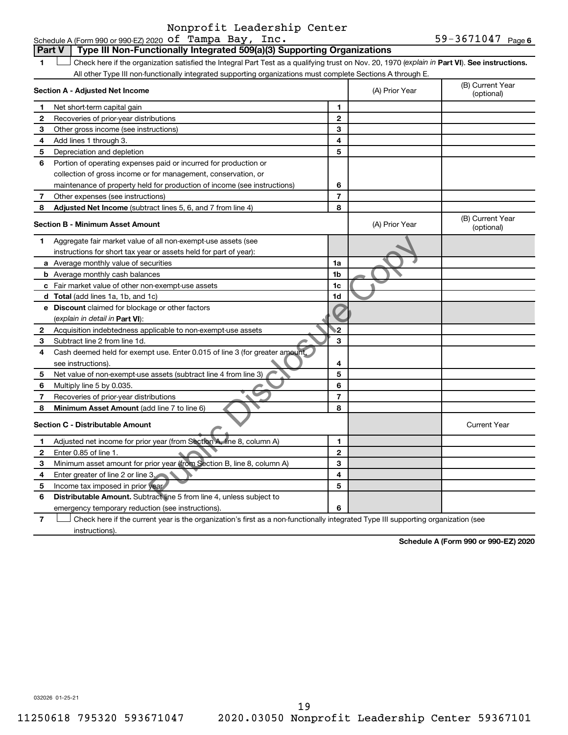Schedule A (Form 990 or 990-EZ) 2020 Nonprofit Leadership Center of Tampa Bay, Inc. 59-3671047 Page 6

**Part V | Type III Non-Functionally Integrated 509(a)(3) Supporting Organizations**

1 ☐ Check here if the organization satisfied the Integral Part Test as a qualifying trust on Nov. 20, 1970 (*explain in* **Part VI**). **See instructions.** All other Type III non-functionally integrated supporting organizations must complete Sections A through E.

| **Section A - Adjusted Net Income** | | | (A) Prior Year | (B) Current Year (optional) |
|---|---|---|---|---|
| 1 | Net short-term capital gain | 1 | | |
| 2 | Recoveries of prior-year distributions | 2 | | |
| 3 | Other gross income (see instructions) | 3 | | |
| 4 | Add lines 1 through 3. | 4 | | |
| 5 | Depreciation and depletion | 5 | | |
| 6 | Portion of operating expenses paid or incurred for production or collection of gross income or for management, conservation, or maintenance of property held for production of income (see instructions) | 6 | | |
| 7 | Other expenses (see instructions) | 7 | | |
| 8 | **Adjusted Net Income** (subtract lines 5, 6, and 7 from line 4) | 8 | | |

| **Section B - Minimum Asset Amount** | | | (A) Prior Year | (B) Current Year (optional) |
|---|---|---|---|---|
| 1 | Aggregate fair market value of all non-exempt-use assets (see instructions for short tax year or assets held for part of year): | | | |
| a | Average monthly value of securities | 1a | | |
| b | Average monthly cash balances | 1b | | |
| c | Fair market value of other non-exempt-use assets | 1c | | |
| d | **Total** (add lines 1a, 1b, and 1c) | 1d | | |
| e | **Discount** claimed for blockage or other factors (*explain in detail in* **Part VI**): | | | |
| 2 | Acquisition indebtedness applicable to non-exempt-use assets | 2 | | |
| 3 | Subtract line 2 from line 1d. | 3 | | |
| 4 | Cash deemed held for exempt use. Enter 0.015 of line 3 (for greater amount, see instructions). | 4 | | |
| 5 | Net value of non-exempt-use assets (subtract line 4 from line 3) | 5 | | |
| 6 | Multiply line 5 by 0.035. | 6 | | |
| 7 | Recoveries of prior-year distributions | 7 | | |
| 8 | **Minimum Asset Amount** (add line 7 to line 6) | 8 | | |

| **Section C - Distributable Amount** | | | | Current Year |
|---|---|---|---|---|
| 1 | Adjusted net income for prior year (from Section A, line 8, column A) | 1 | | |
| 2 | Enter 0.85 of line 1. | 2 | | |
| 3 | Minimum asset amount for prior year (from Section B, line 8, column A) | 3 | | |
| 4 | Enter greater of line 2 or line 3. | 4 | | |
| 5 | Income tax imposed in prior year | 5 | | |
| 6 | **Distributable Amount.** Subtract line 5 from line 4, unless subject to emergency temporary reduction (see instructions). | 6 | | |

7 ☐ Check here if the current year is the organization's first as a non-functionally integrated Type III supporting organization (see instructions).

**Schedule A (Form 990 or 990-EZ) 2020**

032026 01-25-21

11250618 795320 593671047 2020.03050 Nonprofit Leadership Center 59367101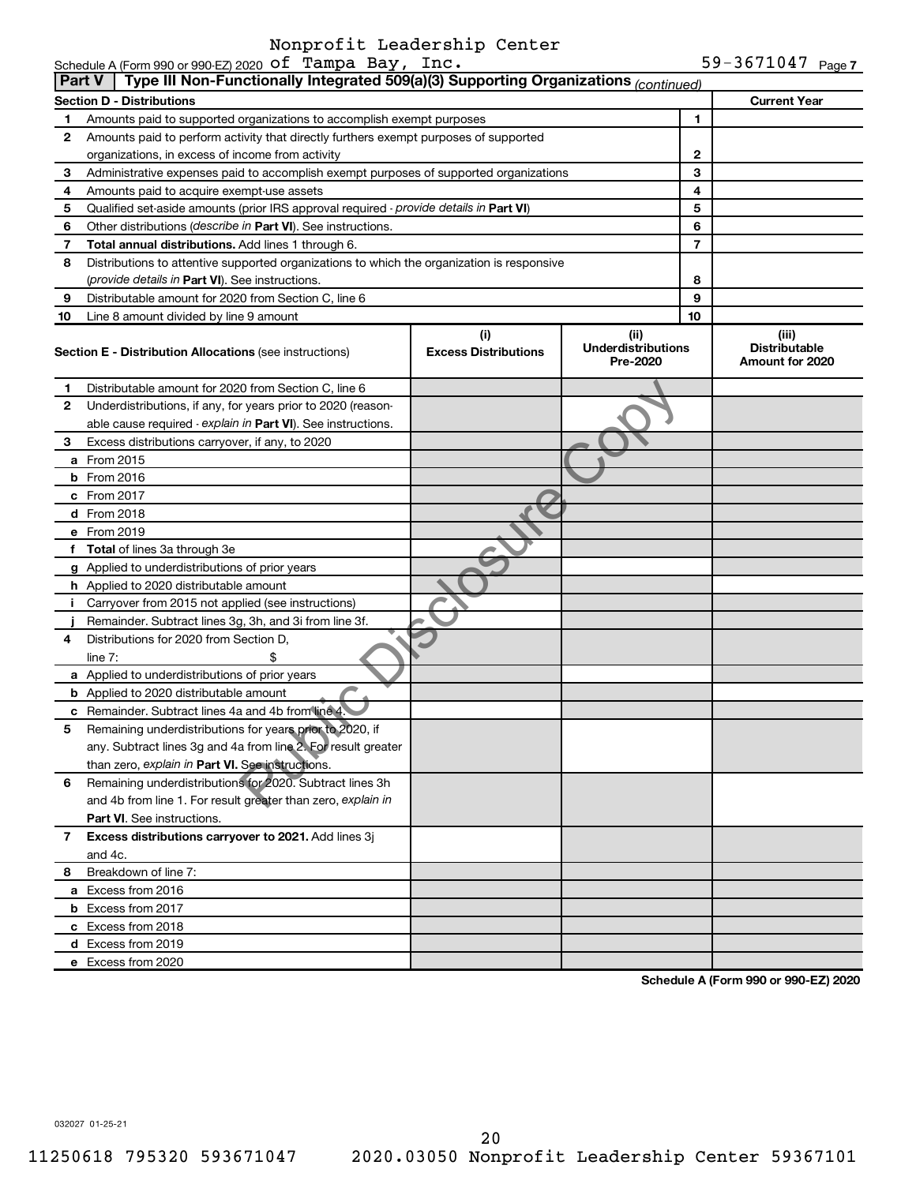Schedule A (Form 990 or 990-EZ) 2020 Nonprofit Leadership Center of Tampa Bay, Inc. 59-3671047 Page 7

**Part V | Type III Non-Functionally Integrated 509(a)(3) Supporting Organizations** *(continued)*

| Section D - Distributions | | | Current Year |
|---|---|---|---|
| 1 | Amounts paid to supported organizations to accomplish exempt purposes | 1 | |
| 2 | Amounts paid to perform activity that directly furthers exempt purposes of supported organizations, in excess of income from activity | 2 | |
| 3 | Administrative expenses paid to accomplish exempt purposes of supported organizations | 3 | |
| 4 | Amounts paid to acquire exempt-use assets | 4 | |
| 5 | Qualified set-aside amounts (prior IRS approval required - *provide details in* **Part VI**) | 5 | |
| 6 | Other distributions (*describe in* **Part VI**). See instructions. | 6 | |
| 7 | **Total annual distributions.** Add lines 1 through 6. | 7 | |
| 8 | Distributions to attentive supported organizations to which the organization is responsive (*provide details in* **Part VI**). See instructions. | 8 | |
| 9 | Distributable amount for 2020 from Section C, line 6 | 9 | |
| 10 | Line 8 amount divided by line 9 amount | 10 | |

| | **Section E - Distribution Allocations** (see instructions) | (i) Excess Distributions | (ii) Underdistributions Pre-2020 | (iii) Distributable Amount for 2020 |
|---|---|---|---|---|
| 1 | Distributable amount for 2020 from Section C, line 6 | | | |
| 2 | Underdistributions, if any, for years prior to 2020 (reasonable cause required - *explain in* **Part VI**). See instructions. | | | |
| 3 | Excess distributions carryover, if any, to 2020 | | | |
| a | From 2015 | | | |
| b | From 2016 | | | |
| c | From 2017 | | | |
| d | From 2018 | | | |
| e | From 2019 | | | |
| f | **Total** of lines 3a through 3e | | | |
| g | Applied to underdistributions of prior years | | | |
| h | Applied to 2020 distributable amount | | | |
| i | Carryover from 2015 not applied (see instructions) | | | |
| j | Remainder. Subtract lines 3g, 3h, and 3i from line 3f. | | | |
| 4 | Distributions for 2020 from Section D, line 7: $ | | | |
| a | Applied to underdistributions of prior years | | | |
| b | Applied to 2020 distributable amount | | | |
| c | Remainder. Subtract lines 4a and 4b from line 4. | | | |
| 5 | Remaining underdistributions for years prior to 2020, if any. Subtract lines 3g and 4a from line 2. For result greater than zero, *explain in* **Part VI.** See instructions. | | | |
| 6 | Remaining underdistributions for 2020. Subtract lines 3h and 4b from line 1. For result greater than zero, *explain in* **Part VI**. See instructions. | | | |
| 7 | **Excess distributions carryover to 2021.** Add lines 3j and 4c. | | | |
| 8 | Breakdown of line 7: | | | |
| a | Excess from 2016 | | | |
| b | Excess from 2017 | | | |
| c | Excess from 2018 | | | |
| d | Excess from 2019 | | | |
| e | Excess from 2020 | | | |

Public Disclosure Copy

**Schedule A (Form 990 or 990-EZ) 2020**

032027 01-25-21

11250618 795320 593671047 2020.03050 Nonprofit Leadership Center 59367101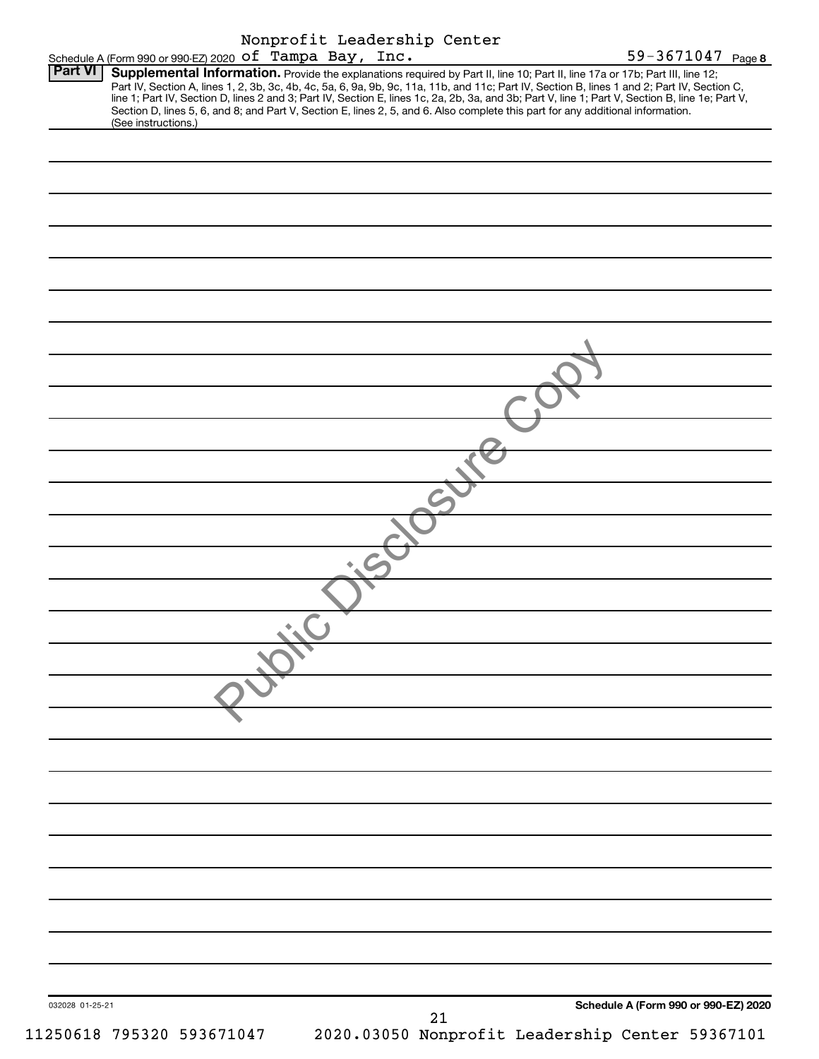Schedule A (Form 990 or 990-EZ) 2020 Nonprofit Leadership Center of Tampa Bay, Inc. 59-3671047 Page 8

**Part VI** **Supplemental Information.** Provide the explanations required by Part II, line 10; Part II, line 17a or 17b; Part III, line 12; Part IV, Section A, lines 1, 2, 3b, 3c, 4b, 4c, 5a, 6, 9a, 9b, 9c, 11a, 11b, and 11c; Part IV, Section B, lines 1 and 2; Part IV, Section C, line 1; Part IV, Section D, lines 2 and 3; Part IV, Section E, lines 1c, 2a, 2b, 3a, and 3b; Part V, line 1; Part V, Section B, line 1e; Part V, Section D, lines 5, 6, and 8; and Part V, Section E, lines 2, 5, and 6. Also complete this part for any additional information. (See instructions.)

Public Disclosure Copy

032028 01-25-21

**Schedule A (Form 990 or 990-EZ) 2020**

11250618 795320 593671047 2020.03050 Nonprofit Leadership Center 59367101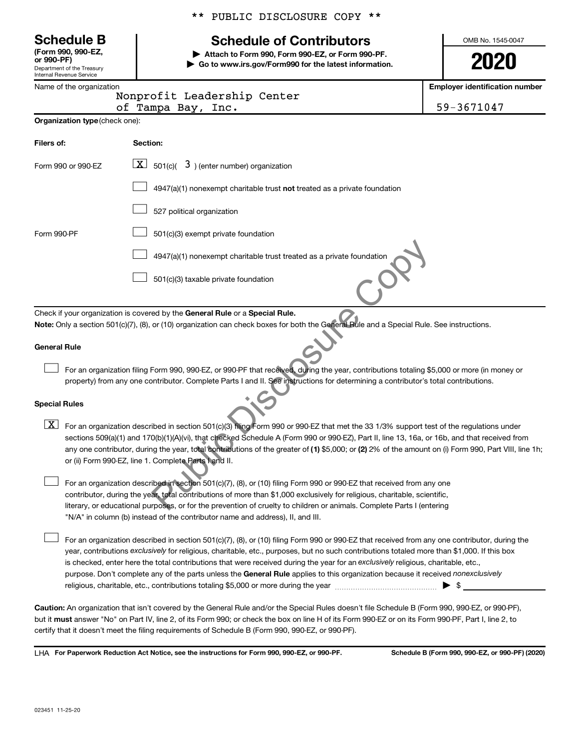** PUBLIC DISCLOSURE COPY **

# Schedule B

**(Form 990, 990-EZ, or 990-PF)**

Department of the Treasury
Internal Revenue Service

## Schedule of Contributors

▶ **Attach to Form 990, Form 990-EZ, or Form 990-PF.**
▶ **Go to www.irs.gov/Form990 for the latest information.**

OMB No. 1545-0047

**2020**

Name of the organization: Nonprofit Leadership Center of Tampa Bay, Inc.

**Employer identification number:** 59-3671047

**Organization type** (check one):

| Filers of: | Section: |
|---|---|
| Form 990 or 990-EZ | [X] 501(c)( 3 ) (enter number) organization |
| | [ ] 4947(a)(1) nonexempt charitable trust **not** treated as a private foundation |
| | [ ] 527 political organization |
| Form 990-PF | [ ] 501(c)(3) exempt private foundation |
| | [ ] 4947(a)(1) nonexempt charitable trust treated as a private foundation |
| | [ ] 501(c)(3) taxable private foundation |

Check if your organization is covered by the **General Rule** or a **Special Rule.**

**Note:** Only a section 501(c)(7), (8), or (10) organization can check boxes for both the General Rule and a Special Rule. See instructions.

**General Rule**

[ ] For an organization filing Form 990, 990-EZ, or 990-PF that received, during the year, contributions totaling $5,000 or more (in money or property) from any one contributor. Complete Parts I and II. See instructions for determining a contributor's total contributions.

**Special Rules**

[X] For an organization described in section 501(c)(3) filing Form 990 or 990-EZ that met the 33 1/3% support test of the regulations under sections 509(a)(1) and 170(b)(1)(A)(vi), that checked Schedule A (Form 990 or 990-EZ), Part II, line 13, 16a, or 16b, and that received from any one contributor, during the year, total contributions of the greater of **(1)** $5,000; or **(2)** 2% of the amount on (i) Form 990, Part VIII, line 1h; or (ii) Form 990-EZ, line 1. Complete Parts I and II.

[ ] For an organization described in section 501(c)(7), (8), or (10) filing Form 990 or 990-EZ that received from any one contributor, during the year, total contributions of more than $1,000 exclusively for religious, charitable, scientific, literary, or educational purposes, or for the prevention of cruelty to children or animals. Complete Parts I (entering "N/A" in column (b) instead of the contributor name and address), II, and III.

[ ] For an organization described in section 501(c)(7), (8), or (10) filing Form 990 or 990-EZ that received from any one contributor, during the year, contributions *exclusively* for religious, charitable, etc., purposes, but no such contributions totaled more than $1,000. If this box is checked, enter here the total contributions that were received during the year for an *exclusively* religious, charitable, etc., purpose. Don't complete any of the parts unless the **General Rule** applies to this organization because it received *nonexclusively* religious, charitable, etc., contributions totaling $5,000 or more during the year ▶ $ ____________

**Caution:** An organization that isn't covered by the General Rule and/or the Special Rules doesn't file Schedule B (Form 990, 990-EZ, or 990-PF), but it **must** answer "No" on Part IV, line 2, of its Form 990; or check the box on line H of its Form 990-EZ or on its Form 990-PF, Part I, line 2, to certify that it doesn't meet the filing requirements of Schedule B (Form 990, 990-EZ, or 990-PF).

LHA **For Paperwork Reduction Act Notice, see the instructions for Form 990, 990-EZ, or 990-PF.** **Schedule B (Form 990, 990-EZ, or 990-PF) (2020)**

023451 11-25-20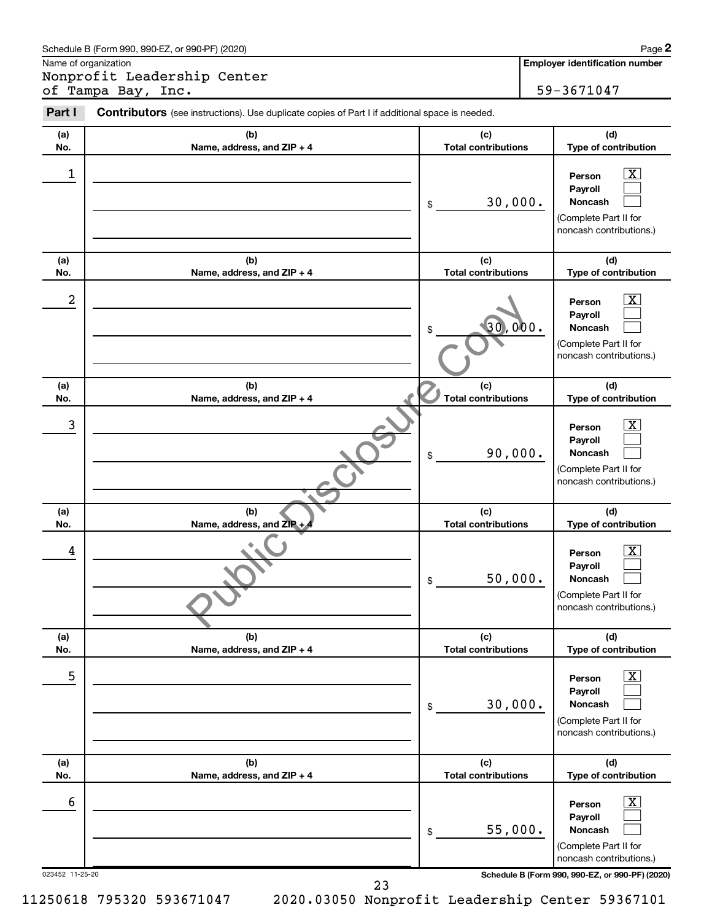Schedule B (Form 990, 990-EZ, or 990-PF) (2020)

Name of organization

Nonprofit Leadership Center of Tampa Bay, Inc.

**Employer identification number**

59-3671047

**Part I** **Contributors** (see instructions). Use duplicate copies of Part I if additional space is needed.

| (a) No. | (b) Name, address, and ZIP + 4 | (c) Total contributions | (d) Type of contribution |
|---|---|---|---|
| 1 | | $ 30,000. | Person [X] Payroll [ ] Noncash [ ] (Complete Part II for noncash contributions.) |
| 2 | | $ 30,000. | Person [X] Payroll [ ] Noncash [ ] (Complete Part II for noncash contributions.) |
| 3 | | $ 90,000. | Person [X] Payroll [ ] Noncash [ ] (Complete Part II for noncash contributions.) |
| 4 | | $ 50,000. | Person [X] Payroll [ ] Noncash [ ] (Complete Part II for noncash contributions.) |
| 5 | | $ 30,000. | Person [X] Payroll [ ] Noncash [ ] (Complete Part II for noncash contributions.) |
| 6 | | $ 55,000. | Person [X] Payroll [ ] Noncash [ ] (Complete Part II for noncash contributions.) |

023452 11-25-20

Public Disclosure Copy

11250618 795320 593671047 2020.03050 Nonprofit Leadership Center 59367101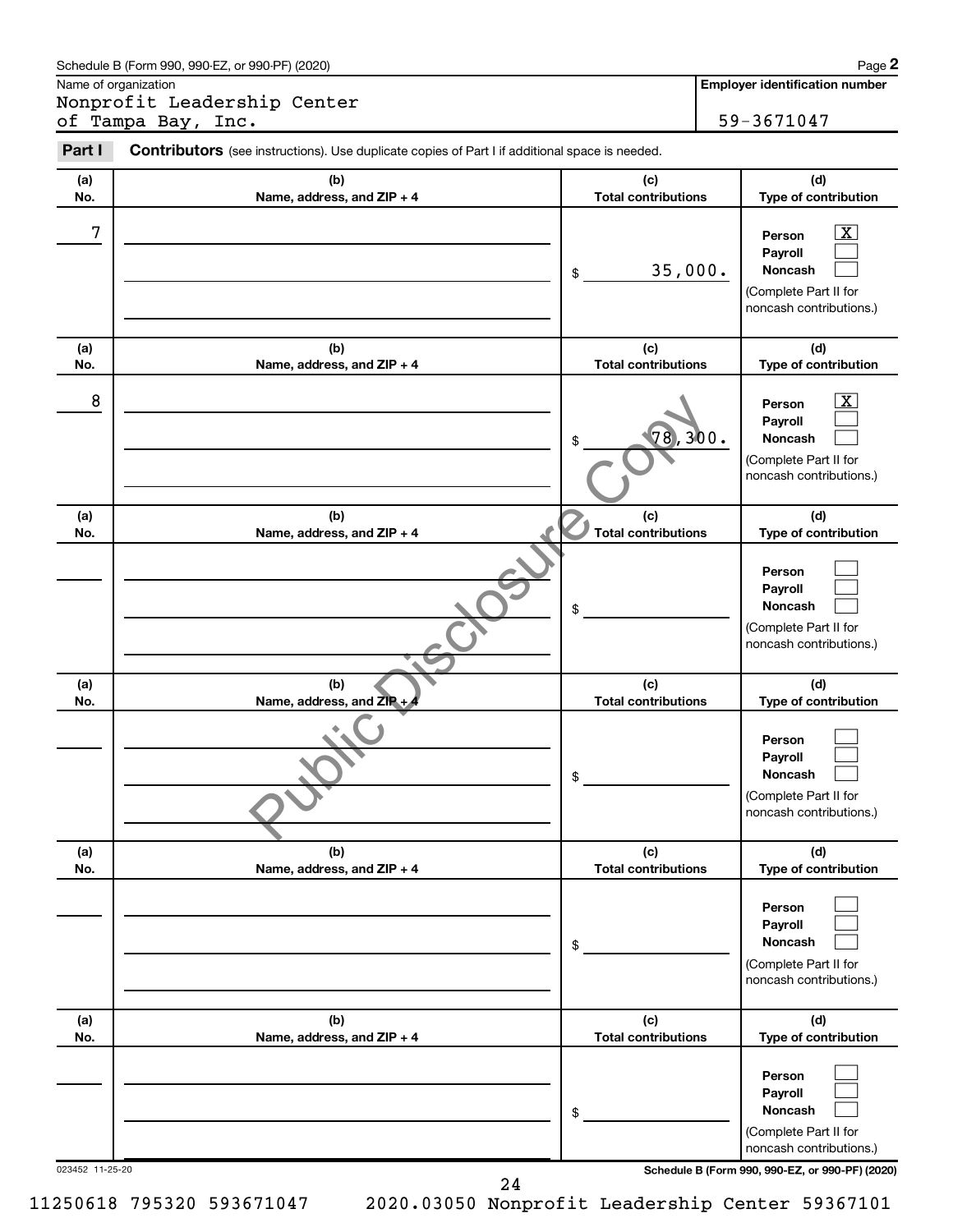Schedule B (Form 990, 990-EZ, or 990-PF) (2020)

Name of organization: Nonprofit Leadership Center of Tampa Bay, Inc.

Employer identification number: 59-3671047

**Part I** **Contributors** (see instructions). Use duplicate copies of Part I if additional space is needed.

| (a) No. | (b) Name, address, and ZIP + 4 | (c) Total contributions | (d) Type of contribution |
|---|---|---|---|
| 7 | | $ 35,000. | Person [X] Payroll [ ] Noncash [ ] (Complete Part II for noncash contributions.) |
| 8 | | $ 78,300. | Person [X] Payroll [ ] Noncash [ ] (Complete Part II for noncash contributions.) |
| | | $ | Person [ ] Payroll [ ] Noncash [ ] (Complete Part II for noncash contributions.) |
| | | $ | Person [ ] Payroll [ ] Noncash [ ] (Complete Part II for noncash contributions.) |
| | | $ | Person [ ] Payroll [ ] Noncash [ ] (Complete Part II for noncash contributions.) |
| | | $ | Person [ ] Payroll [ ] Noncash [ ] (Complete Part II for noncash contributions.) |

Public Disclosure Copy

023452 11-25-20

Schedule B (Form 990, 990-EZ, or 990-PF) (2020)

11250618 795320 593671047 2020.03050 Nonprofit Leadership Center 59367101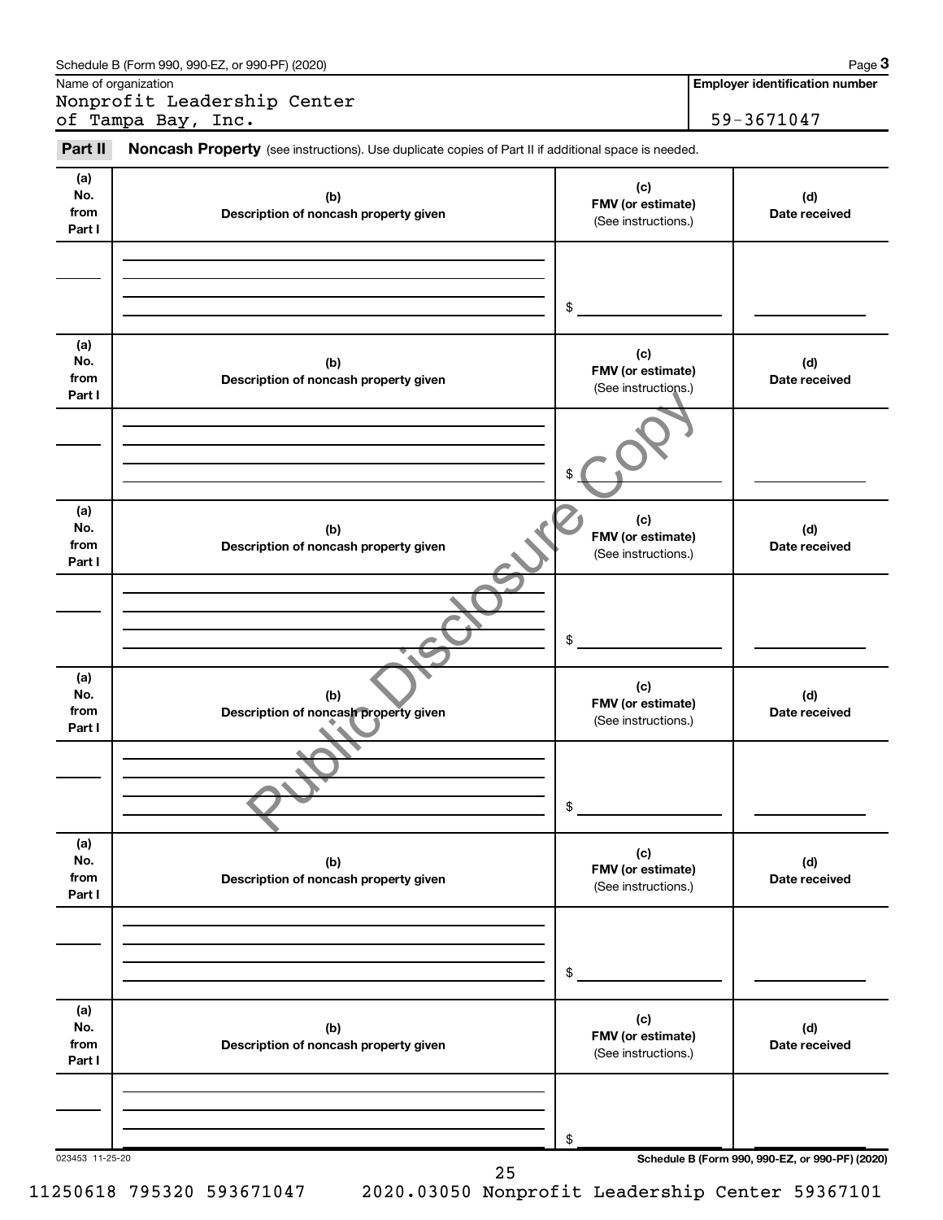Schedule B (Form 990, 990-EZ, or 990-PF) (2020)

Name of organization: Nonprofit Leadership Center of Tampa Bay, Inc.

Employer identification number: 59-3671047

## Part II Noncash Property

(see instructions). Use duplicate copies of Part II if additional space is needed.

| (a) No. from Part I | (b) Description of noncash property given | (c) FMV (or estimate) (See instructions.) | (d) Date received |
|---|---|---|---|
| | | $ | |
| | | $ | |
| | | $ | |
| | | $ | |
| | | $ | |
| | | $ | |

023453 11-25-20

Schedule B (Form 990, 990-EZ, or 990-PF) (2020)

11250618 795320 593671047 2020.03050 Nonprofit Leadership Center 59367101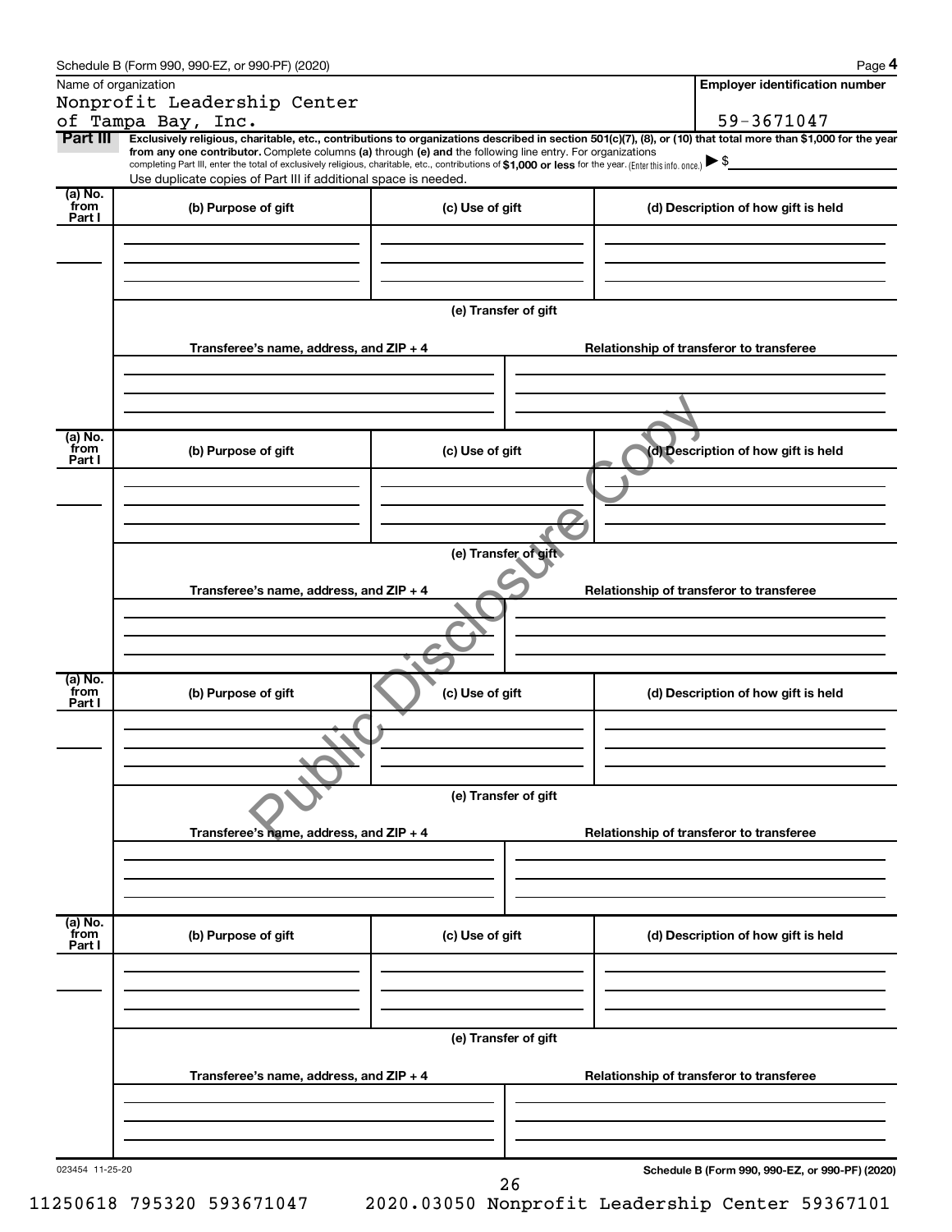Schedule B (Form 990, 990-EZ, or 990-PF) (2020)

Name of organization: Nonprofit Leadership Center of Tampa Bay, Inc.

Employer identification number: 59-3671047

**Part III** **Exclusively religious, charitable, etc., contributions to organizations described in section 501(c)(7), (8), or (10) that total more than $1,000 for the year from any one contributor.** Complete columns **(a)** through **(e)** and the following line entry. For organizations completing Part III, enter the total of exclusively religious, charitable, etc., contributions of **$1,000 or less** for the year. (Enter this info. once.) ▶ $

Use duplicate copies of Part III if additional space is needed.

| (a) No. from Part I | (b) Purpose of gift | (c) Use of gift | (d) Description of how gift is held |
| --- | --- | --- | --- |
| | | | |

(e) Transfer of gift

| Transferee's name, address, and ZIP + 4 | Relationship of transferor to transferee |
| --- | --- |
| | |

| (a) No. from Part I | (b) Purpose of gift | (c) Use of gift | (d) Description of how gift is held |
| --- | --- | --- | --- |
| | | | |

(e) Transfer of gift

| Transferee's name, address, and ZIP + 4 | Relationship of transferor to transferee |
| --- | --- |
| | |

| (a) No. from Part I | (b) Purpose of gift | (c) Use of gift | (d) Description of how gift is held |
| --- | --- | --- | --- |
| | | | |

(e) Transfer of gift

| Transferee's name, address, and ZIP + 4 | Relationship of transferor to transferee |
| --- | --- |
| | |

| (a) No. from Part I | (b) Purpose of gift | (c) Use of gift | (d) Description of how gift is held |
| --- | --- | --- | --- |
| | | | |

(e) Transfer of gift

| Transferee's name, address, and ZIP + 4 | Relationship of transferor to transferee |
| --- | --- |
| | |

023454 11-25-20

**Schedule B (Form 990, 990-EZ, or 990-PF) (2020)**

11250618 795320 593671047 2020.03050 Nonprofit Leadership Center 59367101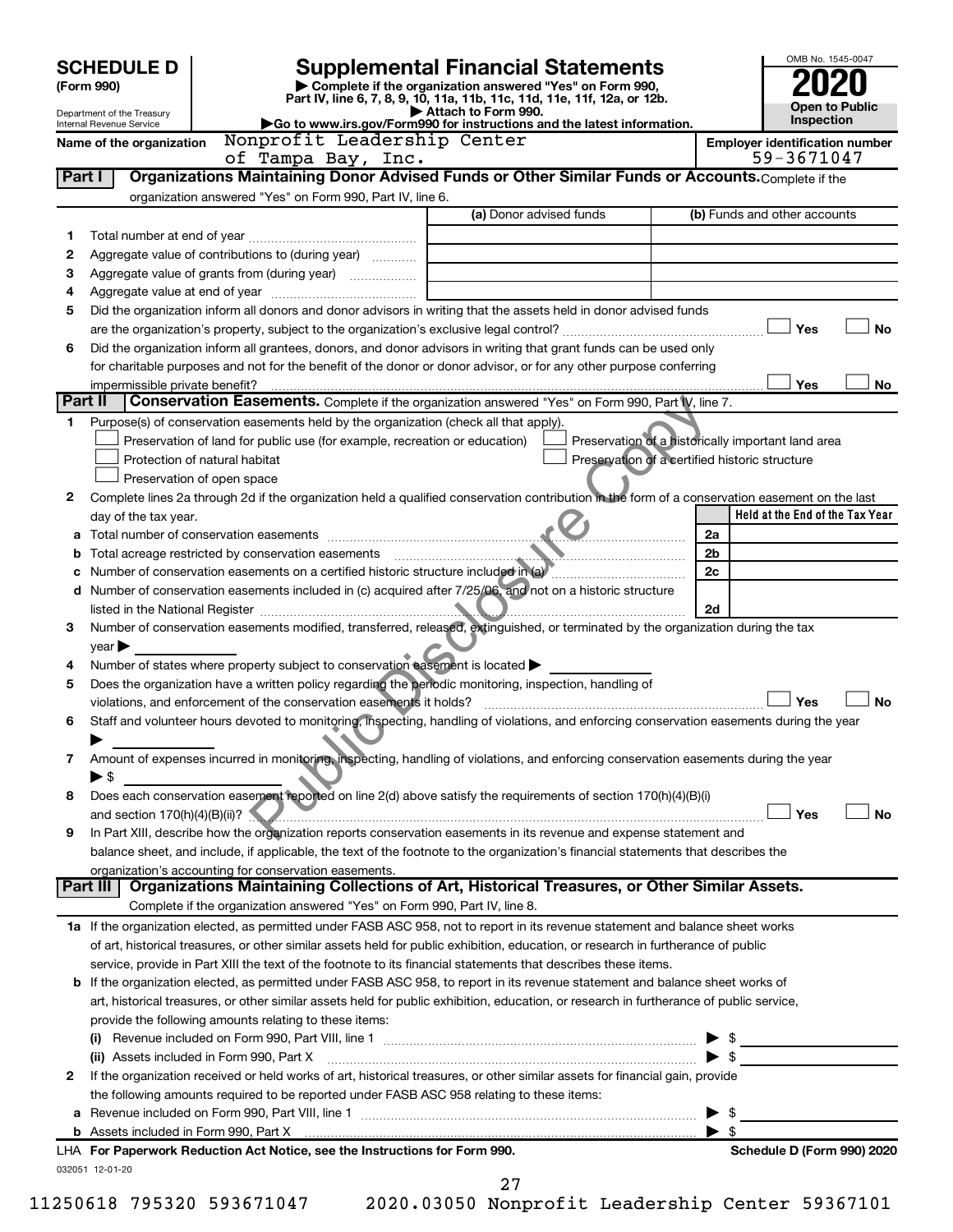# SCHEDULE D (Form 990)

Department of the Treasury
Internal Revenue Service

## Supplemental Financial Statements

▶ Complete if the organization answered "Yes" on Form 990, Part IV, line 6, 7, 8, 9, 10, 11a, 11b, 11c, 11d, 11e, 11f, 12a, or 12b.
▶ Attach to Form 990.
▶Go to www.irs.gov/Form990 for instructions and the latest information.

OMB No. 1545-0047

**2020**

**Open to Public Inspection**

**Name of the organization:** Nonprofit Leadership Center of Tampa Bay, Inc.

**Employer identification number:** 59-3671047

### Part I — Organizations Maintaining Donor Advised Funds or Other Similar Funds or Accounts.
Complete if the organization answered "Yes" on Form 990, Part IV, line 6.

| | | (a) Donor advised funds | (b) Funds and other accounts |
|---|---|---|---|
| 1 | Total number at end of year | | |
| 2 | Aggregate value of contributions to (during year) | | |
| 3 | Aggregate value of grants from (during year) | | |
| 4 | Aggregate value at end of year | | |

5 Did the organization inform all donors and donor advisors in writing that the assets held in donor advised funds are the organization's property, subject to the organization's exclusive legal control? ☐ Yes ☐ No

6 Did the organization inform all grantees, donors, and donor advisors in writing that grant funds can be used only for charitable purposes and not for the benefit of the donor or donor advisor, or for any other purpose conferring impermissible private benefit? ☐ Yes ☐ No

### Part II — Conservation Easements.
Complete if the organization answered "Yes" on Form 990, Part IV, line 7.

1 Purpose(s) of conservation easements held by the organization (check all that apply).
- ☐ Preservation of land for public use (for example, recreation or education)
- ☐ Preservation of a historically important land area
- ☐ Protection of natural habitat
- ☐ Preservation of a certified historic structure
- ☐ Preservation of open space

2 Complete lines 2a through 2d if the organization held a qualified conservation contribution in the form of a conservation easement on the last day of the tax year.

| | | | Held at the End of the Tax Year |
|---|---|---|---|
| a | Total number of conservation easements | 2a | |
| b | Total acreage restricted by conservation easements | 2b | |
| c | Number of conservation easements on a certified historic structure included in (a) | 2c | |
| d | Number of conservation easements included in (c) acquired after 7/25/06, and not on a historic structure listed in the National Register | 2d | |

3 Number of conservation easements modified, transferred, released, extinguished, or terminated by the organization during the tax year ▶

4 Number of states where property subject to conservation easement is located ▶

5 Does the organization have a written policy regarding the periodic monitoring, inspection, handling of violations, and enforcement of the conservation easements it holds? ☐ Yes ☐ No

6 Staff and volunteer hours devoted to monitoring, inspecting, handling of violations, and enforcing conservation easements during the year ▶

7 Amount of expenses incurred in monitoring, inspecting, handling of violations, and enforcing conservation easements during the year ▶ $

8 Does each conservation easement reported on line 2(d) above satisfy the requirements of section 170(h)(4)(B)(i) and section 170(h)(4)(B)(ii)? ☐ Yes ☐ No

9 In Part XIII, describe how the organization reports conservation easements in its revenue and expense statement and balance sheet, and include, if applicable, the text of the footnote to the organization's financial statements that describes the organization's accounting for conservation easements.

### Part III — Organizations Maintaining Collections of Art, Historical Treasures, or Other Similar Assets.
Complete if the organization answered "Yes" on Form 990, Part IV, line 8.

1a If the organization elected, as permitted under FASB ASC 958, not to report in its revenue statement and balance sheet works of art, historical treasures, or other similar assets held for public exhibition, education, or research in furtherance of public service, provide in Part XIII the text of the footnote to its financial statements that describes these items.

b If the organization elected, as permitted under FASB ASC 958, to report in its revenue statement and balance sheet works of art, historical treasures, or other similar assets held for public exhibition, education, or research in furtherance of public service, provide the following amounts relating to these items:

(i) Revenue included on Form 990, Part VIII, line 1 ▶ $

(ii) Assets included in Form 990, Part X ▶ $

2 If the organization received or held works of art, historical treasures, or other similar assets for financial gain, provide the following amounts required to be reported under FASB ASC 958 relating to these items:

a Revenue included on Form 990, Part VIII, line 1 ▶ $

b Assets included in Form 990, Part X ▶ $

LHA For Paperwork Reduction Act Notice, see the Instructions for Form 990. — Schedule D (Form 990) 2020

032051 12-01-20

11250618 795320 593671047 2020.03050 Nonprofit Leadership Center 59367101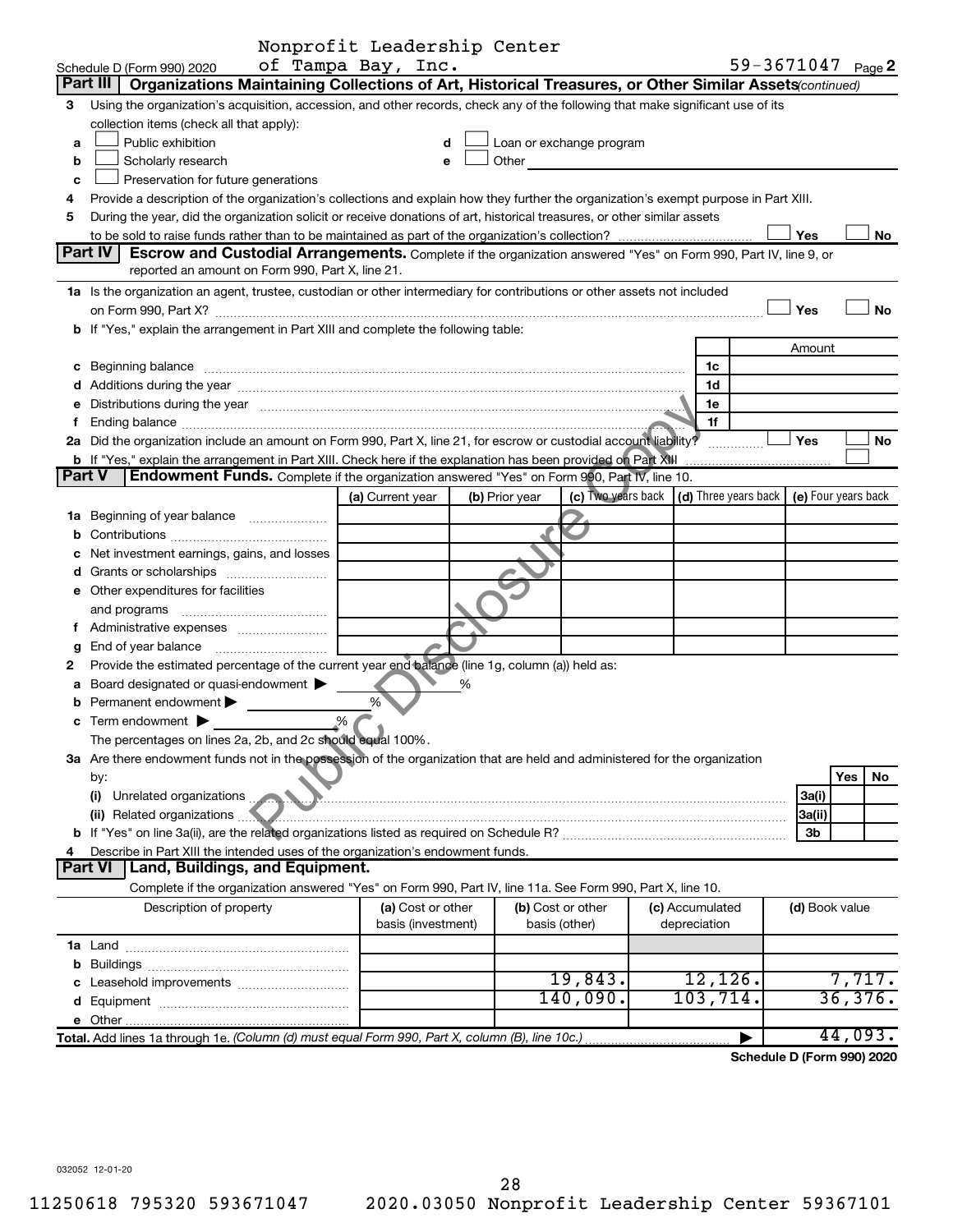Schedule D (Form 990) 2020 Nonprofit Leadership Center of Tampa Bay, Inc. 59-3671047 Page 2

## Part III Organizations Maintaining Collections of Art, Historical Treasures, or Other Similar Assets *(continued)*

3 Using the organization's acquisition, accession, and other records, check any of the following that make significant use of its collection items (check all that apply):

- a ☐ Public exhibition
- b ☐ Scholarly research
- c ☐ Preservation for future generations
- d ☐ Loan or exchange program
- e ☐ Other

4 Provide a description of the organization's collections and explain how they further the organization's exempt purpose in Part XIII.

5 During the year, did the organization solicit or receive donations of art, historical treasures, or other similar assets to be sold to raise funds rather than to be maintained as part of the organization's collection? ☐ Yes ☐ No

## Part IV Escrow and Custodial Arrangements. 

Complete if the organization answered "Yes" on Form 990, Part IV, line 9, or reported an amount on Form 990, Part X, line 21.

1a Is the organization an agent, trustee, custodian or other intermediary for contributions or other assets not included on Form 990, Part X? ☐ Yes ☐ No

b If "Yes," explain the arrangement in Part XIII and complete the following table:

| | | Amount |
|---|---|---|
| c Beginning balance | 1c | |
| d Additions during the year | 1d | |
| e Distributions during the year | 1e | |
| f Ending balance | 1f | |

2a Did the organization include an amount on Form 990, Part X, line 21, for escrow or custodial account liability? ☐ Yes ☐ No

b If "Yes," explain the arrangement in Part XIII. Check here if the explanation has been provided on Part XIII ☐

## Part V Endowment Funds. 

Complete if the organization answered "Yes" on Form 990, Part IV, line 10.

| | (a) Current year | (b) Prior year | (c) Two years back | (d) Three years back | (e) Four years back |
|---|---|---|---|---|---|
| 1a Beginning of year balance | | | | | |
| b Contributions | | | | | |
| c Net investment earnings, gains, and losses | | | | | |
| d Grants or scholarships | | | | | |
| e Other expenditures for facilities and programs | | | | | |
| f Administrative expenses | | | | | |
| g End of year balance | | | | | |

2 Provide the estimated percentage of the current year end balance (line 1g, column (a)) held as:

- a Board designated or quasi-endowment ▶ %
- b Permanent endowment ▶ %
- c Term endowment ▶ %

The percentages on lines 2a, 2b, and 2c should equal 100%.

3a Are there endowment funds not in the possession of the organization that are held and administered for the organization by:

| | | Yes | No |
|---|---|---|---|
| (i) Unrelated organizations | 3a(i) | | |
| (ii) Related organizations | 3a(ii) | | |
| b If "Yes" on line 3a(ii), are the related organizations listed as required on Schedule R? | 3b | | |

4 Describe in Part XIII the intended uses of the organization's endowment funds.

## Part VI Land, Buildings, and Equipment.

Complete if the organization answered "Yes" on Form 990, Part IV, line 11a. See Form 990, Part X, line 10.

| Description of property | (a) Cost or other basis (investment) | (b) Cost or other basis (other) | (c) Accumulated depreciation | (d) Book value |
|---|---|---|---|---|
| 1a Land | | | | |
| b Buildings | | | | |
| c Leasehold improvements | | 19,843. | 12,126. | 7,717. |
| d Equipment | | 140,090. | 103,714. | 36,376. |
| e Other | | | | |
| **Total.** Add lines 1a through 1e. *(Column (d) must equal Form 990, Part X, column (B), line 10c.)* | | | ▶ | 44,093. |

**Schedule D (Form 990) 2020**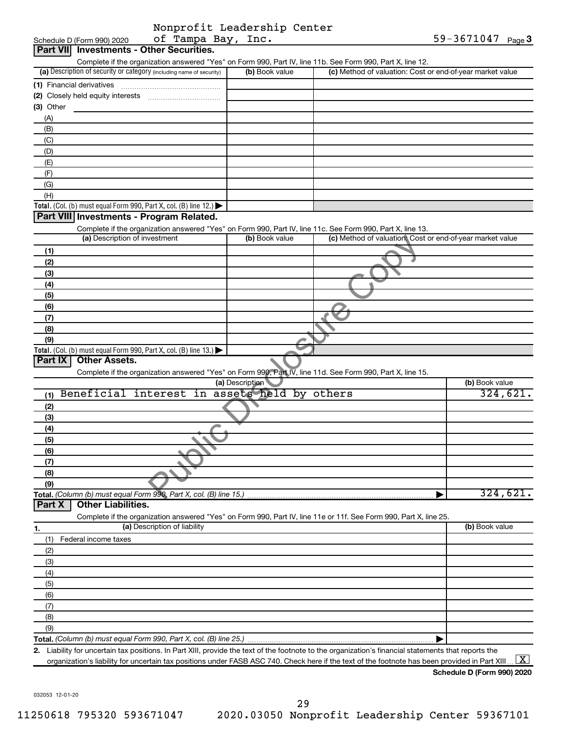Schedule D (Form 990) 2020 Nonprofit Leadership Center of Tampa Bay, Inc. 59-3671047 Page 3

## Part VII Investments - Other Securities.

Complete if the organization answered "Yes" on Form 990, Part IV, line 11b. See Form 990, Part X, line 12.

| (a) Description of security or category (including name of security) | (b) Book value | (c) Method of valuation: Cost or end-of-year market value |
|---|---|---|
| (1) Financial derivatives | | |
| (2) Closely held equity interests | | |
| (3) Other | | |
| (A) | | |
| (B) | | |
| (C) | | |
| (D) | | |
| (E) | | |
| (F) | | |
| (G) | | |
| (H) | | |
| **Total.** (Col. (b) must equal Form 990, Part X, col. (B) line 12.) | | |

## Part VIII Investments - Program Related.

Complete if the organization answered "Yes" on Form 990, Part IV, line 11c. See Form 990, Part X, line 13.

| (a) Description of investment | (b) Book value | (c) Method of valuation: Cost or end-of-year market value |
|---|---|---|
| (1) | | |
| (2) | | |
| (3) | | |
| (4) | | |
| (5) | | |
| (6) | | |
| (7) | | |
| (8) | | |
| (9) | | |
| **Total.** (Col. (b) must equal Form 990, Part X, col. (B) line 13.) | | |

## Part IX Other Assets.

Complete if the organization answered "Yes" on Form 990, Part IV, line 11d. See Form 990, Part X, line 15.

| (a) Description | (b) Book value |
|---|---|
| (1) Beneficial interest in assets held by others | 324,621. |
| (2) | |
| (3) | |
| (4) | |
| (5) | |
| (6) | |
| (7) | |
| (8) | |
| (9) | |
| **Total.** *(Column (b) must equal Form 990, Part X, col. (B) line 15.)* | 324,621. |

## Part X Other Liabilities.

Complete if the organization answered "Yes" on Form 990, Part IV, line 11e or 11f. See Form 990, Part X, line 25.

| 1. (a) Description of liability | (b) Book value |
|---|---|
| (1) Federal income taxes | |
| (2) | |
| (3) | |
| (4) | |
| (5) | |
| (6) | |
| (7) | |
| (8) | |
| (9) | |
| **Total.** *(Column (b) must equal Form 990, Part X, col. (B) line 25.)* | |

2. Liability for uncertain tax positions. In Part XIII, provide the text of the footnote to the organization's financial statements that reports the organization's liability for uncertain tax positions under FASB ASC 740. Check here if the text of the footnote has been provided in Part XIII [X]

**Schedule D (Form 990) 2020**

032053 12-01-20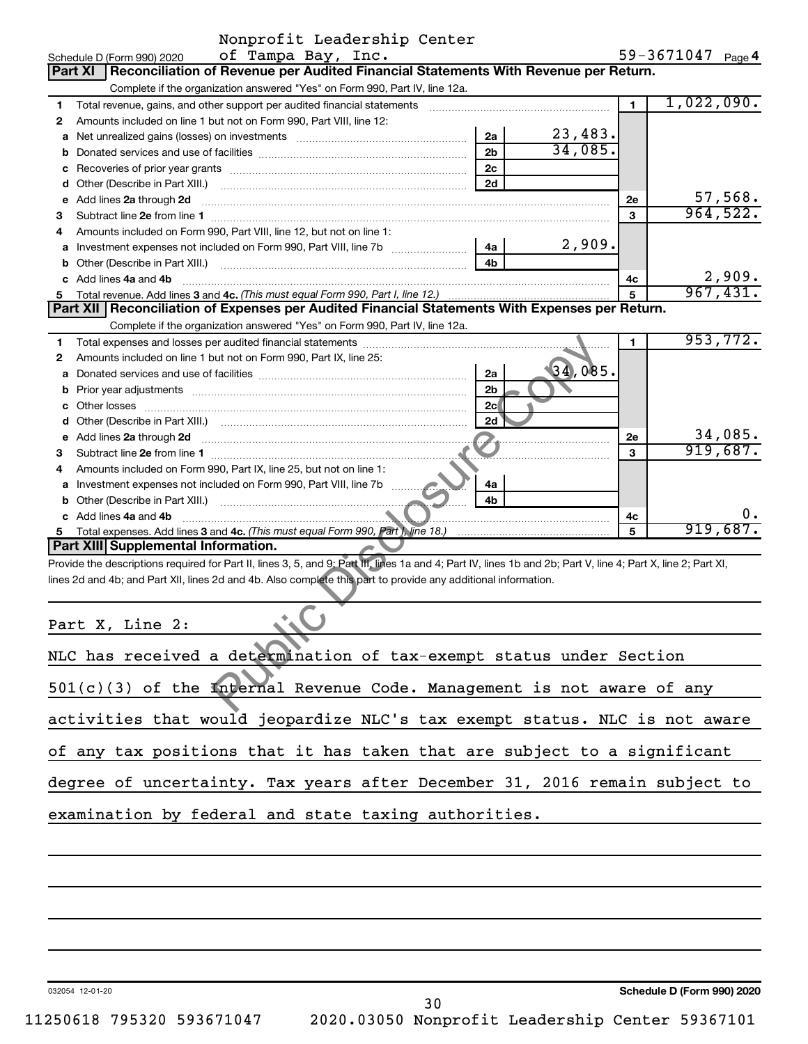Schedule D (Form 990) 2020 Nonprofit Leadership Center of Tampa Bay, Inc. 59-3671047 Page 4

## Part XI Reconciliation of Revenue per Audited Financial Statements With Revenue per Return.

Complete if the organization answered "Yes" on Form 990, Part IV, line 12a.

| | | | | | |
|---|---|---|---|---|---|
| 1 | Total revenue, gains, and other support per audited financial statements | | | 1 | 1,022,090. |
| 2 | Amounts included on line 1 but not on Form 990, Part VIII, line 12: | | | | |
| a | Net unrealized gains (losses) on investments | 2a | 23,483. | | |
| b | Donated services and use of facilities | 2b | 34,085. | | |
| c | Recoveries of prior year grants | 2c | | | |
| d | Other (Describe in Part XIII.) | 2d | | | |
| e | Add lines 2a through 2d | | | 2e | 57,568. |
| 3 | Subtract line 2e from line 1 | | | 3 | 964,522. |
| 4 | Amounts included on Form 990, Part VIII, line 12, but not on line 1: | | | | |
| a | Investment expenses not included on Form 990, Part VIII, line 7b | 4a | 2,909. | | |
| b | Other (Describe in Part XIII.) | 4b | | | |
| c | Add lines 4a and 4b | | | 4c | 2,909. |
| 5 | Total revenue. Add lines 3 and 4c. *(This must equal Form 990, Part I, line 12.)* | | | 5 | 967,431. |

## Part XII Reconciliation of Expenses per Audited Financial Statements With Expenses per Return.

Complete if the organization answered "Yes" on Form 990, Part IV, line 12a.

| | | | | | |
|---|---|---|---|---|---|
| 1 | Total expenses and losses per audited financial statements | | | 1 | 953,772. |
| 2 | Amounts included on line 1 but not on Form 990, Part IX, line 25: | | | | |
| a | Donated services and use of facilities | 2a | 34,085. | | |
| b | Prior year adjustments | 2b | | | |
| c | Other losses | 2c | | | |
| d | Other (Describe in Part XIII.) | 2d | | | |
| e | Add lines 2a through 2d | | | 2e | 34,085. |
| 3 | Subtract line 2e from line 1 | | | 3 | 919,687. |
| 4 | Amounts included on Form 990, Part IX, line 25, but not on line 1: | | | | |
| a | Investment expenses not included on Form 990, Part VIII, line 7b | 4a | | | |
| b | Other (Describe in Part XIII.) | 4b | | | |
| c | Add lines 4a and 4b | | | 4c | 0. |
| 5 | Total expenses. Add lines 3 and 4c. *(This must equal Form 990, Part I, line 18.)* | | | 5 | 919,687. |

## Part XIII Supplemental Information.

Provide the descriptions required for Part II, lines 3, 5, and 9; Part III, lines 1a and 4; Part IV, lines 1b and 2b; Part V, line 4; Part X, line 2; Part XI, lines 2d and 4b; and Part XII, lines 2d and 4b. Also complete this part to provide any additional information.

Part X, Line 2:

NLC has received a determination of tax-exempt status under Section 501(c)(3) of the Internal Revenue Code. Management is not aware of any activities that would jeopardize NLC's tax exempt status. NLC is not aware of any tax positions that it has taken that are subject to a significant degree of uncertainty. Tax years after December 31, 2016 remain subject to examination by federal and state taxing authorities.

032054 12-01-20 Schedule D (Form 990) 2020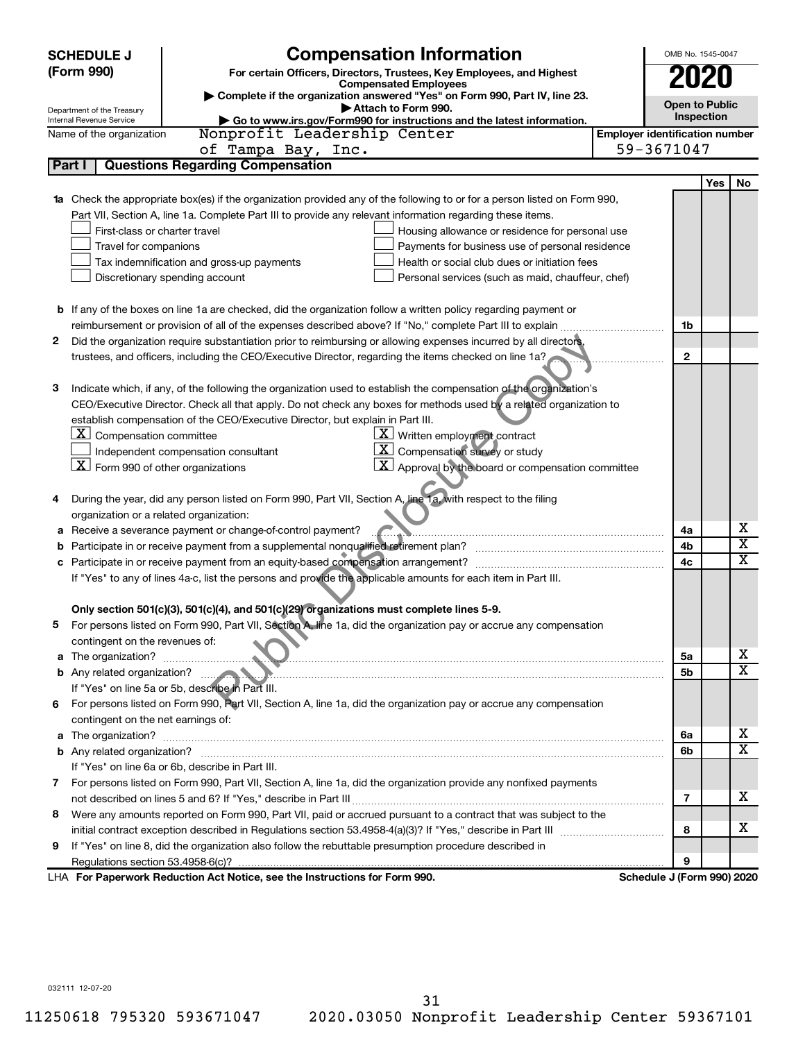**SCHEDULE J (Form 990)**

Department of the Treasury
Internal Revenue Service

# Compensation Information

**For certain Officers, Directors, Trustees, Key Employees, and Highest Compensated Employees**

▶ Complete if the organization answered "Yes" on Form 990, Part IV, line 23.
▶ Attach to Form 990.
▶ Go to www.irs.gov/Form990 for instructions and the latest information.

OMB No. 1545-0047

**2020**

**Open to Public Inspection**

Name of the organization: Nonprofit Leadership Center of Tampa Bay, Inc.

Employer identification number: 59-3671047

## Part I Questions Regarding Compensation

| | | | Yes | No |
|---|---|---|---|---|
| **1a** | Check the appropriate box(es) if the organization provided any of the following to or for a person listed on Form 990, Part VII, Section A, line 1a. Complete Part III to provide any relevant information regarding these items.<br>☐ First-class or charter travel ☐ Housing allowance or residence for personal use<br>☐ Travel for companions ☐ Payments for business use of personal residence<br>☐ Tax indemnification and gross-up payments ☐ Health or social club dues or initiation fees<br>☐ Discretionary spending account ☐ Personal services (such as maid, chauffeur, chef) | | | |
| **b** | If any of the boxes on line 1a are checked, did the organization follow a written policy regarding payment or reimbursement or provision of all of the expenses described above? If "No," complete Part III to explain | 1b | | |
| **2** | Did the organization require substantiation prior to reimbursing or allowing expenses incurred by all directors, trustees, and officers, including the CEO/Executive Director, regarding the items checked on line 1a? | 2 | | |
| **3** | Indicate which, if any, of the following the organization used to establish the compensation of the organization's CEO/Executive Director. Check all that apply. Do not check any boxes for methods used by a related organization to establish compensation of the CEO/Executive Director, but explain in Part III.<br>☒ Compensation committee ☒ Written employment contract<br>☐ Independent compensation consultant ☒ Compensation survey or study<br>☒ Form 990 of other organizations ☒ Approval by the board or compensation committee | | | |
| **4** | During the year, did any person listed on Form 990, Part VII, Section A, line 1a, with respect to the filing organization or a related organization: | | | |
| **a** | Receive a severance payment or change-of-control payment? | 4a | | X |
| **b** | Participate in or receive payment from a supplemental nonqualified retirement plan? | 4b | | X |
| **c** | Participate in or receive payment from an equity-based compensation arrangement? | 4c | | X |
| | If "Yes" to any of lines 4a-c, list the persons and provide the applicable amounts for each item in Part III. | | | |
| | **Only section 501(c)(3), 501(c)(4), and 501(c)(29) organizations must complete lines 5-9.** | | | |
| **5** | For persons listed on Form 990, Part VII, Section A, line 1a, did the organization pay or accrue any compensation contingent on the revenues of: | | | |
| **a** | The organization? | 5a | | X |
| **b** | Any related organization? | 5b | | X |
| | If "Yes" on line 5a or 5b, describe in Part III. | | | |
| **6** | For persons listed on Form 990, Part VII, Section A, line 1a, did the organization pay or accrue any compensation contingent on the net earnings of: | | | |
| **a** | The organization? | 6a | | X |
| **b** | Any related organization? | 6b | | X |
| | If "Yes" on line 6a or 6b, describe in Part III. | | | |
| **7** | For persons listed on Form 990, Part VII, Section A, line 1a, did the organization provide any nonfixed payments not described on lines 5 and 6? If "Yes," describe in Part III | 7 | | X |
| **8** | Were any amounts reported on Form 990, Part VII, paid or accrued pursuant to a contract that was subject to the initial contract exception described in Regulations section 53.4958-4(a)(3)? If "Yes," describe in Part III | 8 | | X |
| **9** | If "Yes" on line 8, did the organization also follow the rebuttable presumption procedure described in Regulations section 53.4958-6(c)? | 9 | | |

LHA **For Paperwork Reduction Act Notice, see the Instructions for Form 990.** **Schedule J (Form 990) 2020**

032111 12-07-20

11250618 795320 593671047 2020.03050 Nonprofit Leadership Center 59367101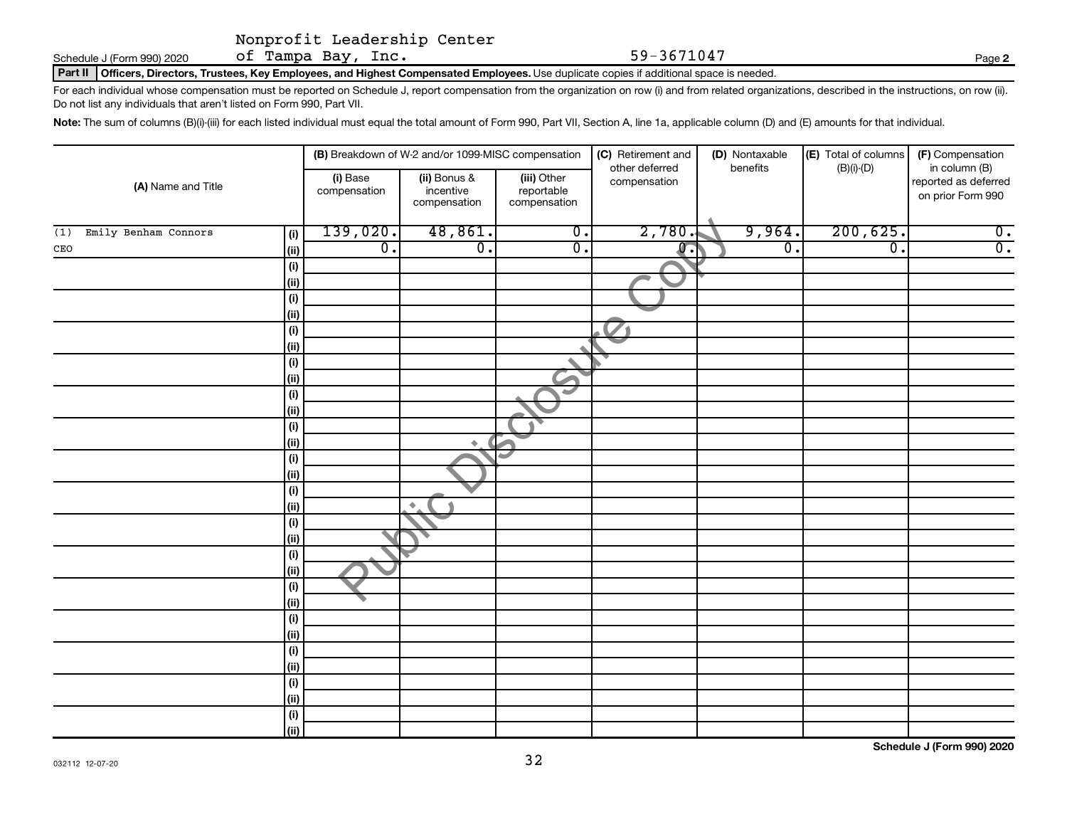Schedule J (Form 990) 2020 Nonprofit Leadership Center of Tampa Bay, Inc. 59-3671047 Page **2**

**Part II** **Officers, Directors, Trustees, Key Employees, and Highest Compensated Employees.** Use duplicate copies if additional space is needed.

For each individual whose compensation must be reported on Schedule J, report compensation from the organization on row (i) and from related organizations, described in the instructions, on row (ii). Do not list any individuals that aren't listed on Form 990, Part VII.

**Note:** The sum of columns (B)(i)-(iii) for each listed individual must equal the total amount of Form 990, Part VII, Section A, line 1a, applicable column (D) and (E) amounts for that individual.

| (A) Name and Title | | (B) Breakdown of W-2 and/or 1099-MISC compensation | | | (C) Retirement and other deferred compensation | (D) Nontaxable benefits | (E) Total of columns (B)(i)-(D) | (F) Compensation in column (B) reported as deferred on prior Form 990 |
|---|---|---|---|---|---|---|---|---|
| | | (i) Base compensation | (ii) Bonus & incentive compensation | (iii) Other reportable compensation | | | | |
| (1) Emily Benham Connors | (i) | 139,020. | 48,861. | 0. | 2,780. | 9,964. | 200,625. | 0. |
| CEO | (ii) | 0. | 0. | 0. | 0. | 0. | 0. | 0. |
| | (i) | | | | | | | |
| | (ii) | | | | | | | |
| | (i) | | | | | | | |
| | (ii) | | | | | | | |
| | (i) | | | | | | | |
| | (ii) | | | | | | | |
| | (i) | | | | | | | |
| | (ii) | | | | | | | |
| | (i) | | | | | | | |
| | (ii) | | | | | | | |
| | (i) | | | | | | | |
| | (ii) | | | | | | | |
| | (i) | | | | | | | |
| | (ii) | | | | | | | |
| | (i) | | | | | | | |
| | (ii) | | | | | | | |
| | (i) | | | | | | | |
| | (ii) | | | | | | | |
| | (i) | | | | | | | |
| | (ii) | | | | | | | |
| | (i) | | | | | | | |
| | (ii) | | | | | | | |
| | (i) | | | | | | | |
| | (ii) | | | | | | | |
| | (i) | | | | | | | |
| | (ii) | | | | | | | |
| | (i) | | | | | | | |
| | (ii) | | | | | | | |
| | (i) | | | | | | | |
| | (ii) | | | | | | | |

Public Disclosure Copy

032112 12-07-20 **Schedule J (Form 990) 2020**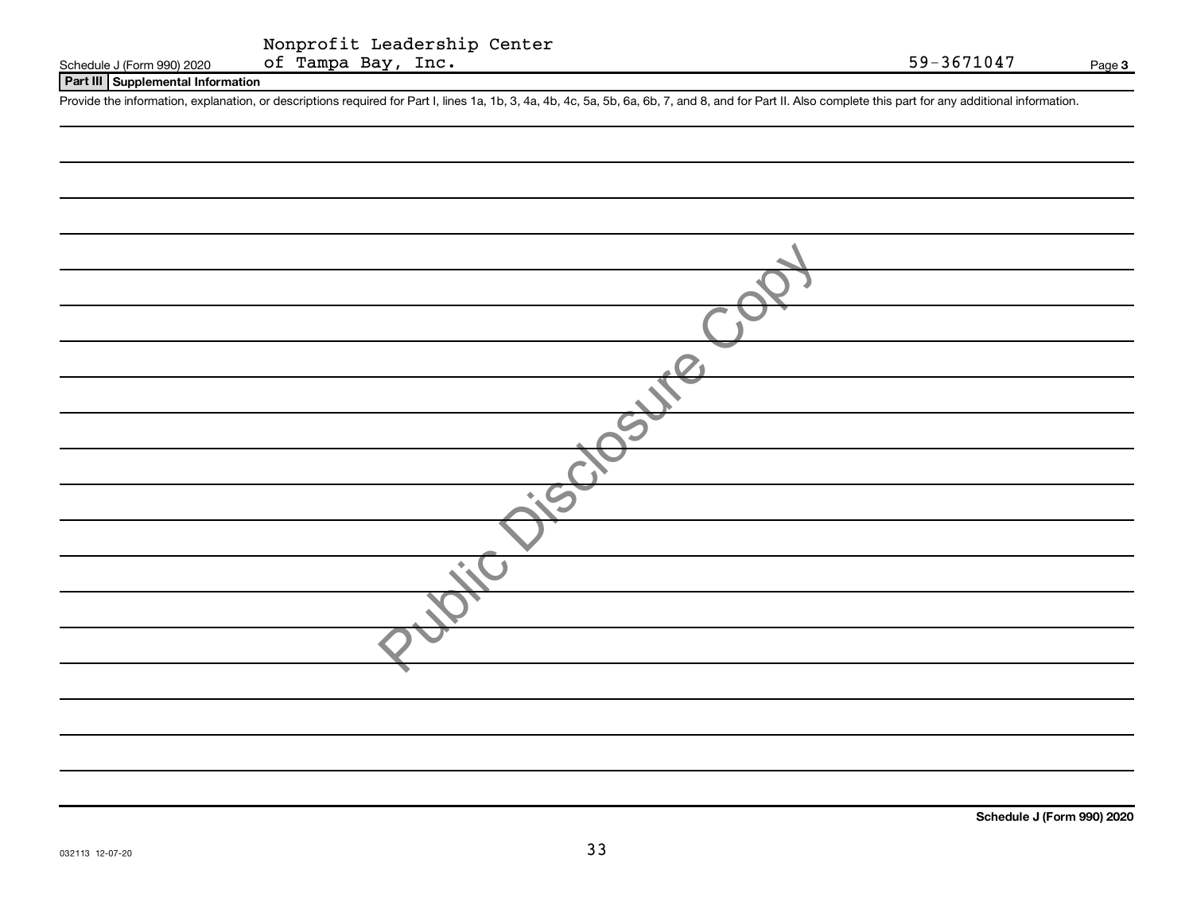Nonprofit Leadership Center of Tampa Bay, Inc. 59-3671047

Schedule J (Form 990) 2020 Page **3**

**Part III Supplemental Information**

Provide the information, explanation, or descriptions required for Part I, lines 1a, 1b, 3, 4a, 4b, 4c, 5a, 5b, 6a, 6b, 7, and 8, and for Part II. Also complete this part for any additional information.

Public Disclosure Copy

**Schedule J (Form 990) 2020**

032113 12-07-20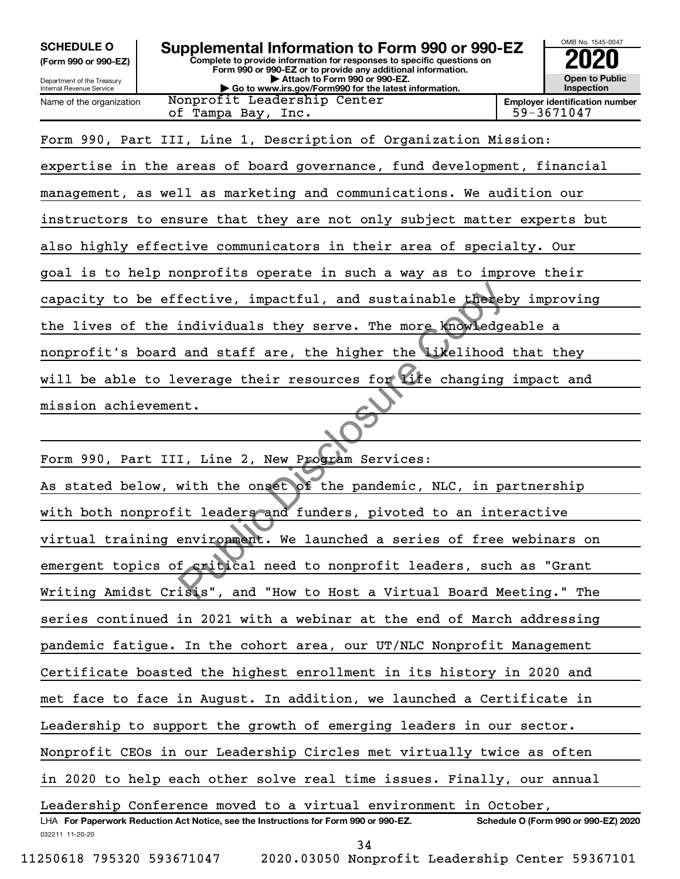**SCHEDULE O (Form 990 or 990-EZ)**

Department of the Treasury
Internal Revenue Service

# Supplemental Information to Form 990 or 990-EZ

**Complete to provide information for responses to specific questions on Form 990 or 990-EZ or to provide any additional information.**
**▶ Attach to Form 990 or 990-EZ.**
**▶ Go to www.irs.gov/Form990 for the latest information.**

OMB No. 1545-0047

**2020**

**Open to Public Inspection**

Name of the organization: Nonprofit Leadership Center of Tampa Bay, Inc.

**Employer identification number** 59-3671047

Form 990, Part III, Line 1, Description of Organization Mission:

expertise in the areas of board governance, fund development, financial management, as well as marketing and communications. We audition our instructors to ensure that they are not only subject matter experts but also highly effective communicators in their area of specialty. Our goal is to help nonprofits operate in such a way as to improve their capacity to be effective, impactful, and sustainable thereby improving the lives of the individuals they serve. The more knowledgeable a nonprofit's board and staff are, the higher the likelihood that they will be able to leverage their resources for life changing impact and mission achievement.

Form 990, Part III, Line 2, New Program Services:

As stated below, with the onset of the pandemic, NLC, in partnership with both nonprofit leaders and funders, pivoted to an interactive virtual training environment. We launched a series of free webinars on emergent topics of critical need to nonprofit leaders, such as "Grant Writing Amidst Crisis", and "How to Host a Virtual Board Meeting." The series continued in 2021 with a webinar at the end of March addressing pandemic fatigue. In the cohort area, our UT/NLC Nonprofit Management Certificate boasted the highest enrollment in its history in 2020 and met face to face in August. In addition, we launched a Certificate in Leadership to support the growth of emerging leaders in our sector. Nonprofit CEOs in our Leadership Circles met virtually twice as often in 2020 to help each other solve real time issues. Finally, our annual Leadership Conference moved to a virtual environment in October,

LHA **For Paperwork Reduction Act Notice, see the Instructions for Form 990 or 990-EZ.** **Schedule O (Form 990 or 990-EZ) 2020**

032211 11-20-20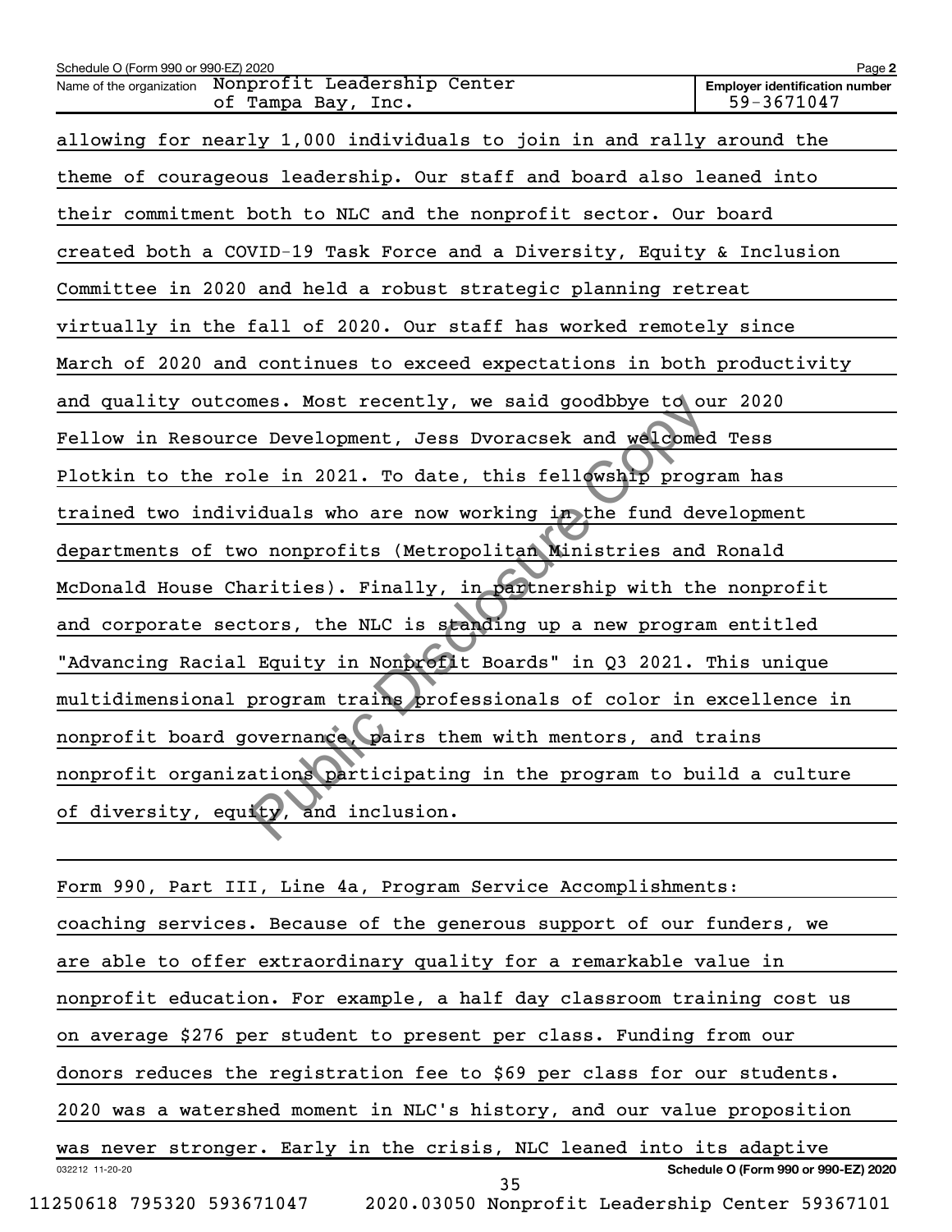Schedule O (Form 990 or 990-EZ) 2020

Name of the organization: Nonprofit Leadership Center of Tampa Bay, Inc.

Employer identification number: 59-3671047

allowing for nearly 1,000 individuals to join in and rally around the theme of courageous leadership. Our staff and board also leaned into their commitment both to NLC and the nonprofit sector. Our board created both a COVID-19 Task Force and a Diversity, Equity & Inclusion Committee in 2020 and held a robust strategic planning retreat virtually in the fall of 2020. Our staff has worked remotely since March of 2020 and continues to exceed expectations in both productivity and quality outcomes. Most recently, we said goodbbye to our 2020 Fellow in Resource Development, Jess Dvoracsek and welcomed Tess Plotkin to the role in 2021. To date, this fellowship program has trained two individuals who are now working in the fund development departments of two nonprofits (Metropolitan Ministries and Ronald McDonald House Charities). Finally, in partnership with the nonprofit and corporate sectors, the NLC is standing up a new program entitled "Advancing Racial Equity in Nonprofit Boards" in Q3 2021. This unique multidimensional program trains professionals of color in excellence in nonprofit board governance, pairs them with mentors, and trains nonprofit organizations participating in the program to build a culture of diversity, equity, and inclusion.

Form 990, Part III, Line 4a, Program Service Accomplishments:

coaching services. Because of the generous support of our funders, we are able to offer extraordinary quality for a remarkable value in nonprofit education. For example, a half day classroom training cost us on average $276 per student to present per class. Funding from our donors reduces the registration fee to $69 per class for our students. 2020 was a watershed moment in NLC's history, and our value proposition was never stronger. Early in the crisis, NLC leaned into its adaptive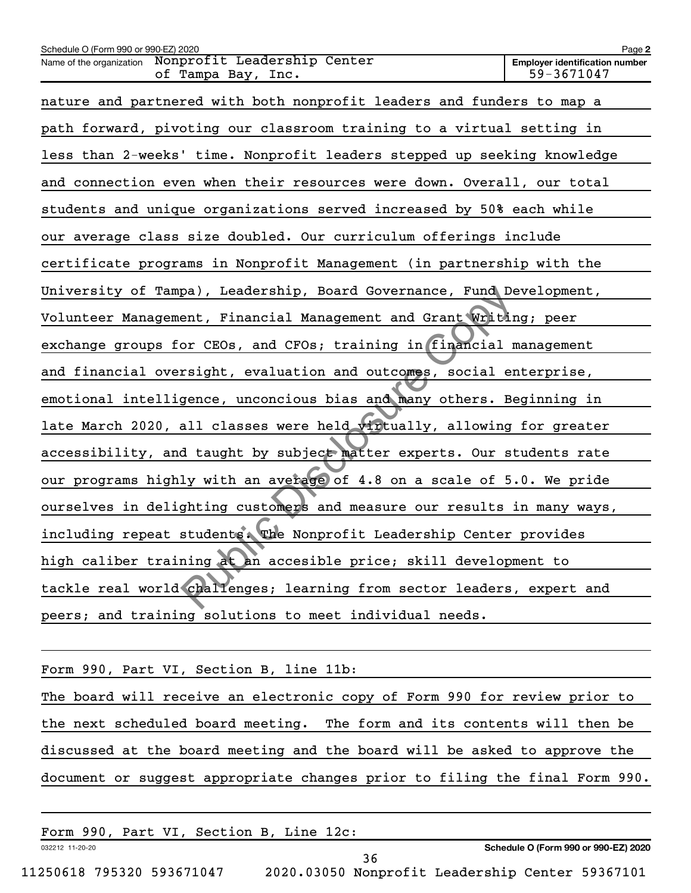Schedule O (Form 990 or 990-EZ) 2020

Name of the organization: Nonprofit Leadership Center of Tampa Bay, Inc.

Employer identification number: 59-3671047

nature and partnered with both nonprofit leaders and funders to map a path forward, pivoting our classroom training to a virtual setting in less than 2-weeks' time. Nonprofit leaders stepped up seeking knowledge and connection even when their resources were down. Overall, our total students and unique organizations served increased by 50% each while our average class size doubled. Our curriculum offerings include certificate programs in Nonprofit Management (in partnership with the University of Tampa), Leadership, Board Governance, Fund Development, Volunteer Management, Financial Management and Grant Writing; peer exchange groups for CEOs, and CFOs; training in financial management and financial oversight, evaluation and outcomes, social enterprise, emotional intelligence, unconcious bias and many others. Beginning in late March 2020, all classes were held virtually, allowing for greater accessibility, and taught by subject matter experts. Our students rate our programs highly with an average of 4.8 on a scale of 5.0. We pride ourselves in delighting customers and measure our results in many ways, including repeat students. The Nonprofit Leadership Center provides high caliber training at an accesible price; skill development to tackle real world challenges; learning from sector leaders, expert and peers; and training solutions to meet individual needs.

Form 990, Part VI, Section B, line 11b:

The board will receive an electronic copy of Form 990 for review prior to the next scheduled board meeting. The form and its contents will then be discussed at the board meeting and the board will be asked to approve the document or suggest appropriate changes prior to filing the final Form 990.

Form 990, Part VI, Section B, Line 12c: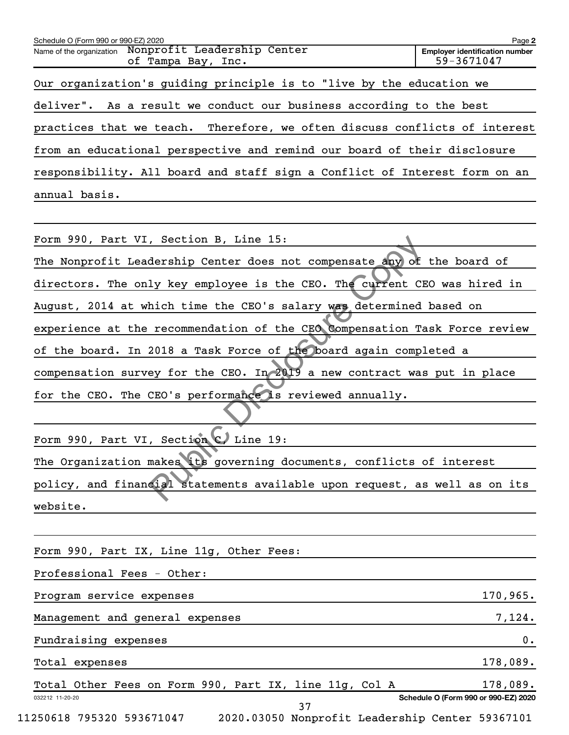Schedule O (Form 990 or 990-EZ) 2020

Name of the organization: Nonprofit Leadership Center of Tampa Bay, Inc.

Employer identification number: 59-3671047

Our organization's guiding principle is to "live by the education we deliver". As a result we conduct our business according to the best practices that we teach. Therefore, we often discuss conflicts of interest from an educational perspective and remind our board of their disclosure responsibility. All board and staff sign a Conflict of Interest form on an annual basis.

Form 990, Part VI, Section B, Line 15:

The Nonprofit Leadership Center does not compensate any of the board of directors. The only key employee is the CEO. The current CEO was hired in August, 2014 at which time the CEO's salary was determined based on experience at the recommendation of the CEO Compensation Task Force review of the board. In 2018 a Task Force of the board again completed a compensation survey for the CEO. In 2019 a new contract was put in place for the CEO. The CEO's performance is reviewed annually.

Form 990, Part VI, Section C, Line 19:

The Organization makes its governing documents, conflicts of interest policy, and financial statements available upon request, as well as on its website.

Form 990, Part IX, Line 11g, Other Fees:

Professional Fees - Other:

| | |
|---|---|
| Program service expenses | 170,965. |
| Management and general expenses | 7,124. |
| Fundraising expenses | 0. |
| Total expenses | 178,089. |
| Total Other Fees on Form 990, Part IX, line 11g, Col A | 178,089. |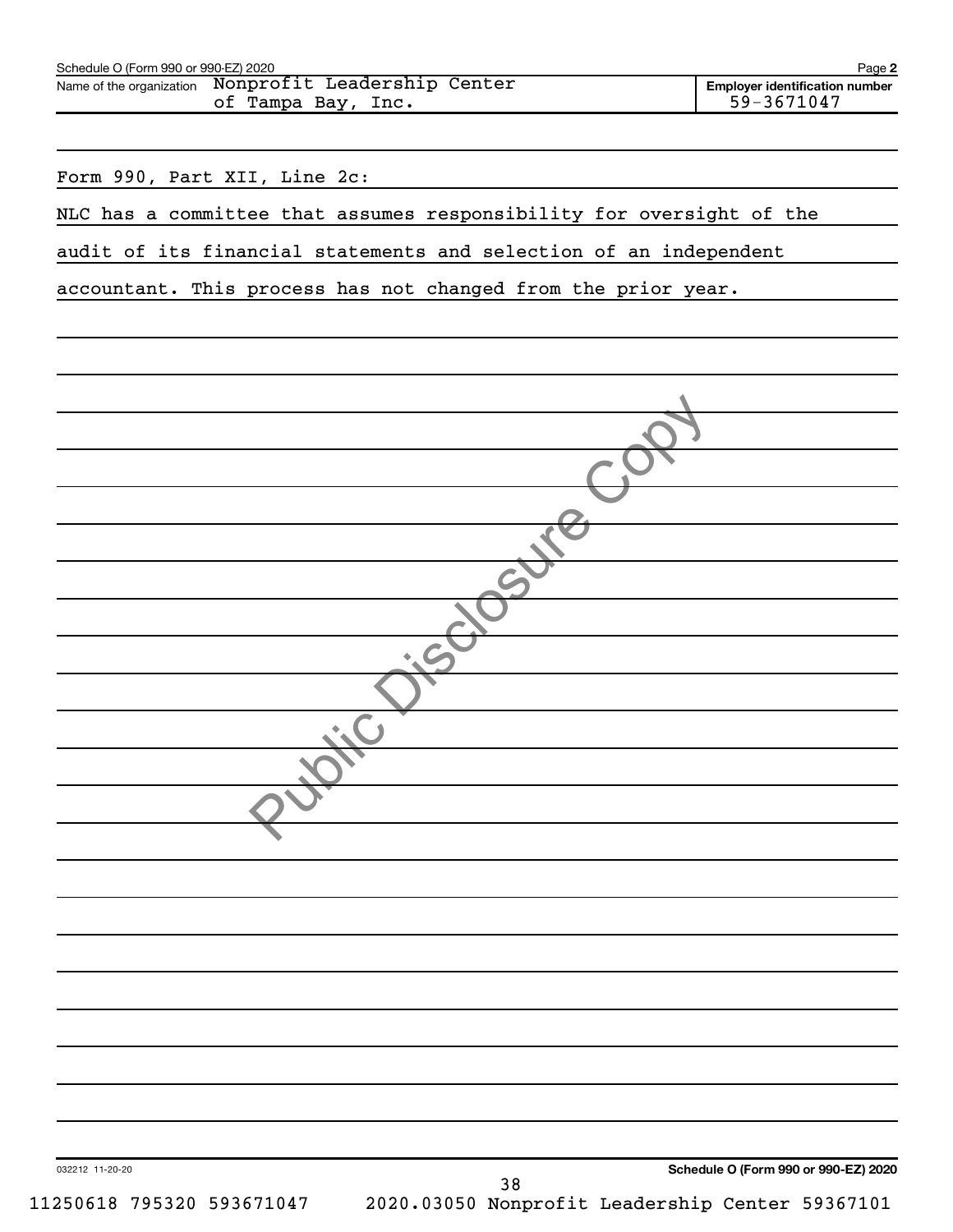Schedule O (Form 990 or 990-EZ) 2020 Page **2**

Name of the organization Nonprofit Leadership Center of Tampa Bay, Inc.

**Employer identification number** 59-3671047

Form 990, Part XII, Line 2c:

NLC has a committee that assumes responsibility for oversight of the audit of its financial statements and selection of an independent accountant. This process has not changed from the prior year.

032212 11-20-20

**Schedule O (Form 990 or 990-EZ) 2020**

11250618 795320 593671047 2020.03050 Nonprofit Leadership Center 59367101